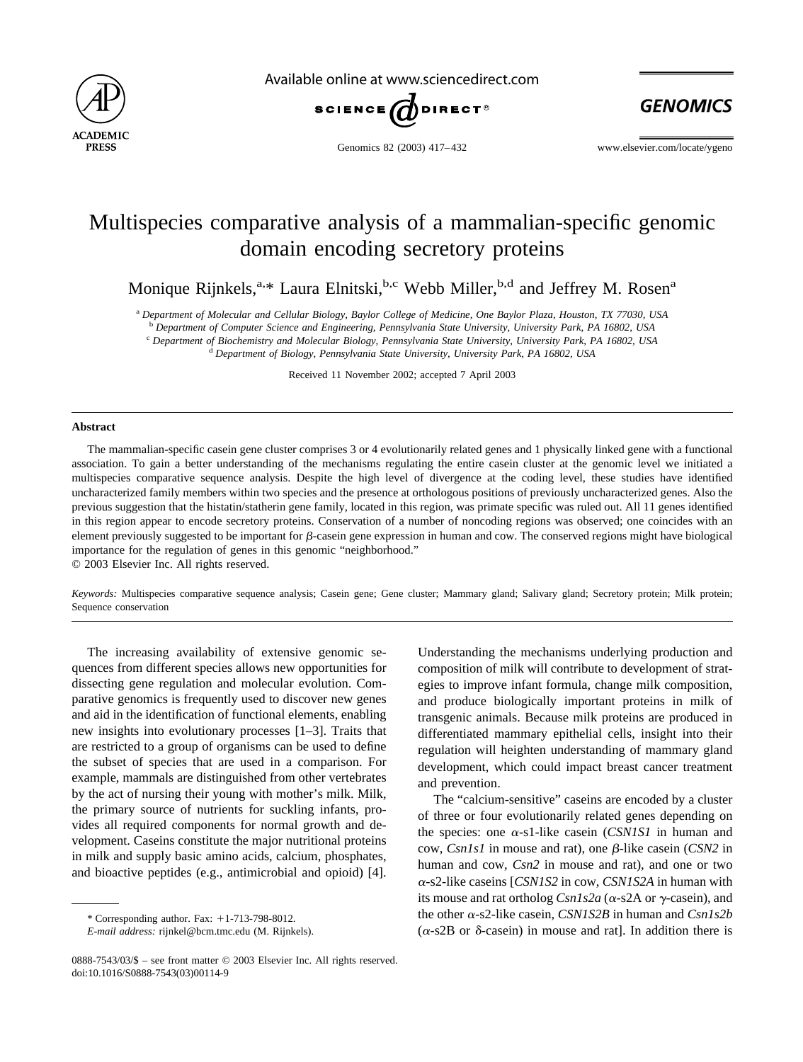# Multispecies comparative analysis of a mammalian-specific genomic domain encoding secretory proteins

Monique Rijnkels,[a,*] Laura Elnitski,[b,c] Webb Miller,[b,d] and Jeffrey M. Rosen[a]

[a] Department of Molecular and Cellular Biology, Baylor College of Medicine, One Baylor Plaza, Houston, TX 77030, USA
[b] Department of Computer Science and Engineering, Pennsylvania State University, University Park, PA 16802, USA
[c] Department of Biochemistry and Molecular Biology, Pennsylvania State University, University Park, PA 16802, USA
[d] Department of Biology, Pennsylvania State University, University Park, PA 16802, USA

Received 11 November 2002; accepted 7 April 2003

## Abstract

The mammalian-specific casein gene cluster comprises 3 or 4 evolutionarily related genes and 1 physically linked gene with a functional association. To gain a better understanding of the mechanisms regulating the entire casein cluster at the genomic level we initiated a multispecies comparative sequence analysis. Despite the high level of divergence at the coding level, these studies have identified uncharacterized family members within two species and the presence at orthologous positions of previously uncharacterized genes. Also the previous suggestion that the histatin/statherin gene family, located in this region, was primate specific was ruled out. All 11 genes identified in this region appear to encode secretory proteins. Conservation of a number of noncoding regions was observed; one coincides with an element previously suggested to be important for β-casein gene expression in human and cow. The conserved regions might have biological importance for the regulation of genes in this genomic "neighborhood."

© 2003 Elsevier Inc. All rights reserved.

*Keywords:* Multispecies comparative sequence analysis; Casein gene; Gene cluster; Mammary gland; Salivary gland; Secretory protein; Milk protein; Sequence conservation

The increasing availability of extensive genomic sequences from different species allows new opportunities for dissecting gene regulation and molecular evolution. Comparative genomics is frequently used to discover new genes and aid in the identification of functional elements, enabling new insights into evolutionary processes [1–3]. Traits that are restricted to a group of organisms can be used to define the subset of species that are used in a comparison. For example, mammals are distinguished from other vertebrates by the act of nursing their young with mother's milk. Milk, the primary source of nutrients for suckling infants, provides all required components for normal growth and development. Caseins constitute the major nutritional proteins in milk and supply basic amino acids, calcium, phosphates, and bioactive peptides (e.g., antimicrobial and opioid) [4]. Understanding the mechanisms underlying production and composition of milk will contribute to development of strategies to improve infant formula, change milk composition, and produce biologically important proteins in milk of transgenic animals. Because milk proteins are produced in differentiated mammary epithelial cells, insight into their regulation will heighten understanding of mammary gland development, which could impact breast cancer treatment and prevention.

The "calcium-sensitive" caseins are encoded by a cluster of three or four evolutionarily related genes depending on the species: one α-s1-like casein (*CSN1S1* in human and cow, *Csn1s1* in mouse and rat), one β-like casein (*CSN2* in human and cow, *Csn2* in mouse and rat), and one or two α-s2-like caseins [*CSN1S2* in cow, *CSN1S2A* in human with its mouse and rat ortholog *Csn1s2a* (α-s2A or γ-casein), and the other α-s2-like casein, *CSN1S2B* in human and *Csn1s2b* (α-s2B or δ-casein) in mouse and rat]. In addition there is

\* Corresponding author. Fax: +1-713-798-8012.
*E-mail address:* rijnkel@bcm.tmc.edu (M. Rijnkels).

0888-7543/03/$ – see front matter © 2003 Elsevier Inc. All rights reserved.
doi:10.1016/S0888-7543(03)00114-9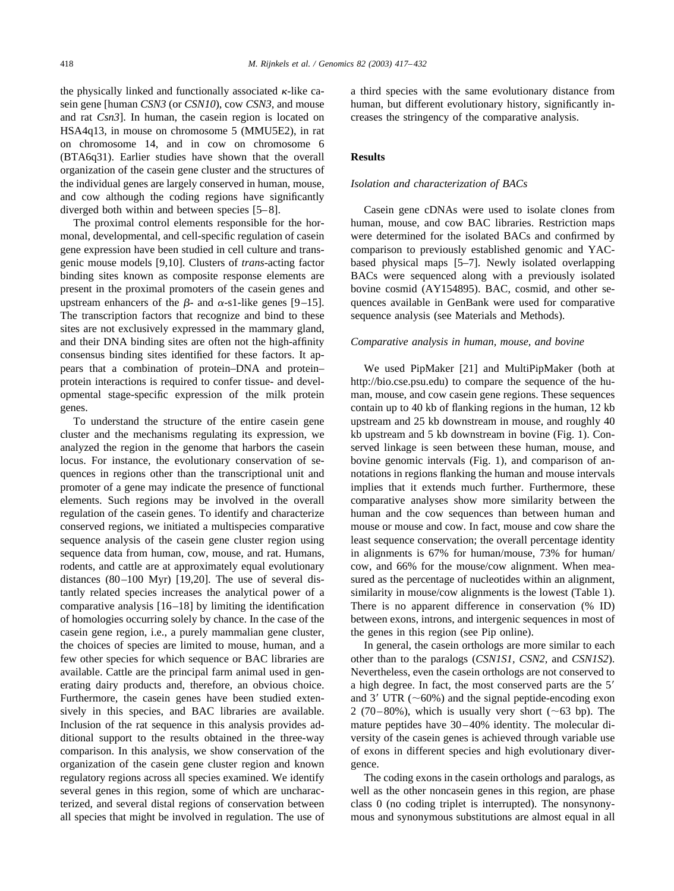the physically linked and functionally associated κ-like casein gene [human *CSN3* (or *CSN10*), cow *CSN3*, and mouse and rat *Csn3*]. In human, the casein region is located on HSA4q13, in mouse on chromosome 5 (MMU5E2), in rat on chromosome 14, and in cow on chromosome 6 (BTA6q31). Earlier studies have shown that the overall organization of the casein gene cluster and the structures of the individual genes are largely conserved in human, mouse, and cow although the coding regions have significantly diverged both within and between species [5–8].

The proximal control elements responsible for the hormonal, developmental, and cell-specific regulation of casein gene expression have been studied in cell culture and transgenic mouse models [9,10]. Clusters of *trans*-acting factor binding sites known as composite response elements are present in the proximal promoters of the casein genes and upstream enhancers of the β- and α-s1-like genes [9–15]. The transcription factors that recognize and bind to these sites are not exclusively expressed in the mammary gland, and their DNA binding sites are often not the high-affinity consensus binding sites identified for these factors. It appears that a combination of protein–DNA and protein–protein interactions is required to confer tissue- and developmental stage-specific expression of the milk protein genes.

To understand the structure of the entire casein gene cluster and the mechanisms regulating its expression, we analyzed the region in the genome that harbors the casein locus. For instance, the evolutionary conservation of sequences in regions other than the transcriptional unit and promoter of a gene may indicate the presence of functional elements. Such regions may be involved in the overall regulation of the casein genes. To identify and characterize conserved regions, we initiated a multispecies comparative sequence analysis of the casein gene cluster region using sequence data from human, cow, mouse, and rat. Humans, rodents, and cattle are at approximately equal evolutionary distances (80–100 Myr) [19,20]. The use of several distantly related species increases the analytical power of a comparative analysis [16–18] by limiting the identification of homologies occurring solely by chance. In the case of the casein gene region, i.e., a purely mammalian gene cluster, the choices of species are limited to mouse, human, and a few other species for which sequence or BAC libraries are available. Cattle are the principal farm animal used in generating dairy products and, therefore, an obvious choice. Furthermore, the casein genes have been studied extensively in this species, and BAC libraries are available. Inclusion of the rat sequence in this analysis provides additional support to the results obtained in the three-way comparison. In this analysis, we show conservation of the organization of the casein gene cluster region and known regulatory regions across all species examined. We identify several genes in this region, some of which are uncharacterized, and several distal regions of conservation between all species that might be involved in regulation. The use of a third species with the same evolutionary distance from human, but different evolutionary history, significantly increases the stringency of the comparative analysis.

## Results

### *Isolation and characterization of BACs*

Casein gene cDNAs were used to isolate clones from human, mouse, and cow BAC libraries. Restriction maps were determined for the isolated BACs and confirmed by comparison to previously established genomic and YAC-based physical maps [5–7]. Newly isolated overlapping BACs were sequenced along with a previously isolated bovine cosmid (AY154895). BAC, cosmid, and other sequences available in GenBank were used for comparative sequence analysis (see Materials and Methods).

### *Comparative analysis in human, mouse, and bovine*

We used PipMaker [21] and MultiPipMaker (both at http://bio.cse.psu.edu) to compare the sequence of the human, mouse, and cow casein gene regions. These sequences contain up to 40 kb of flanking regions in the human, 12 kb upstream and 25 kb downstream in mouse, and roughly 40 kb upstream and 5 kb downstream in bovine (Fig. 1). Conserved linkage is seen between these human, mouse, and bovine genomic intervals (Fig. 1), and comparison of annotations in regions flanking the human and mouse intervals implies that it extends much further. Furthermore, these comparative analyses show more similarity between the human and the cow sequences than between human and mouse or mouse and cow. In fact, mouse and cow share the least sequence conservation; the overall percentage identity in alignments is 67% for human/mouse, 73% for human/cow, and 66% for the mouse/cow alignment. When measured as the percentage of nucleotides within an alignment, similarity in mouse/cow alignments is the lowest (Table 1). There is no apparent difference in conservation (% ID) between exons, introns, and intergenic sequences in most of the genes in this region (see Pip online).

In general, the casein orthologs are more similar to each other than to the paralogs (*CSN1S1*, *CSN2*, and *CSN1S2*). Nevertheless, even the casein orthologs are not conserved to a high degree. In fact, the most conserved parts are the 5′ and 3′ UTR (~60%) and the signal peptide-encoding exon 2 (70–80%), which is usually very short (~63 bp). The mature peptides have 30–40% identity. The molecular diversity of the casein genes is achieved through variable use of exons in different species and high evolutionary divergence.

The coding exons in the casein orthologs and paralogs, as well as the other noncasein genes in this region, are phase class 0 (no coding triplet is interrupted). The nonsynonymous and synonymous substitutions are almost equal in all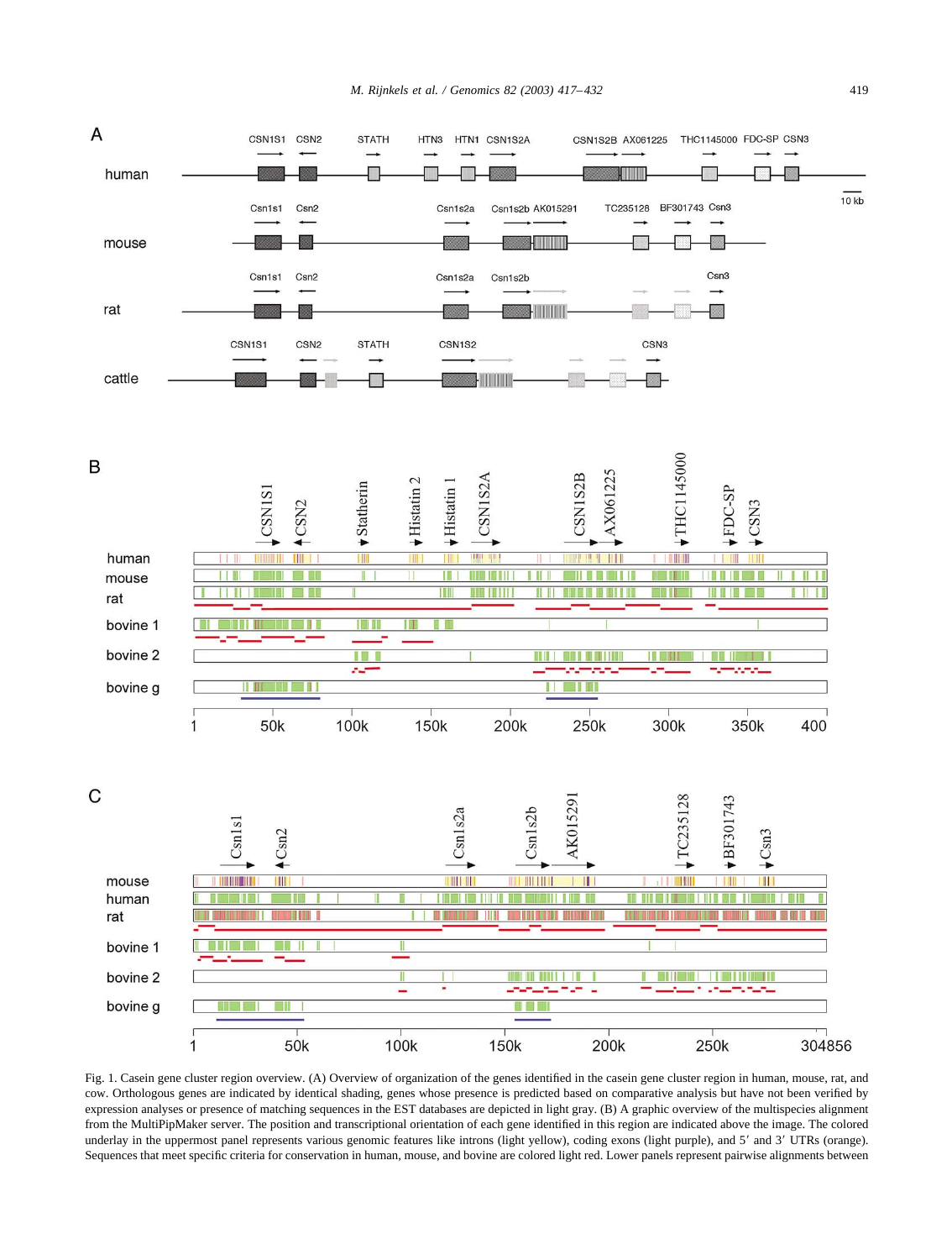Fig. 1. Casein gene cluster region overview. (A) Overview of organization of the genes identified in the casein gene cluster region in human, mouse, rat, and cow. Orthologous genes are indicated by identical shading, genes whose presence is predicted based on comparative analysis but have not been verified by expression analyses or presence of matching sequences in the EST databases are depicted in light gray. (B) A graphic overview of the multispecies alignment from the MultiPipMaker server. The position and transcriptional orientation of each gene identified in this region are indicated above the image. The colored underlay in the uppermost panel represents various genomic features like introns (light yellow), coding exons (light purple), and 5′ and 3′ UTRs (orange). Sequences that meet specific criteria for conservation in human, mouse, and bovine are colored light red. Lower panels represent pairwise alignments between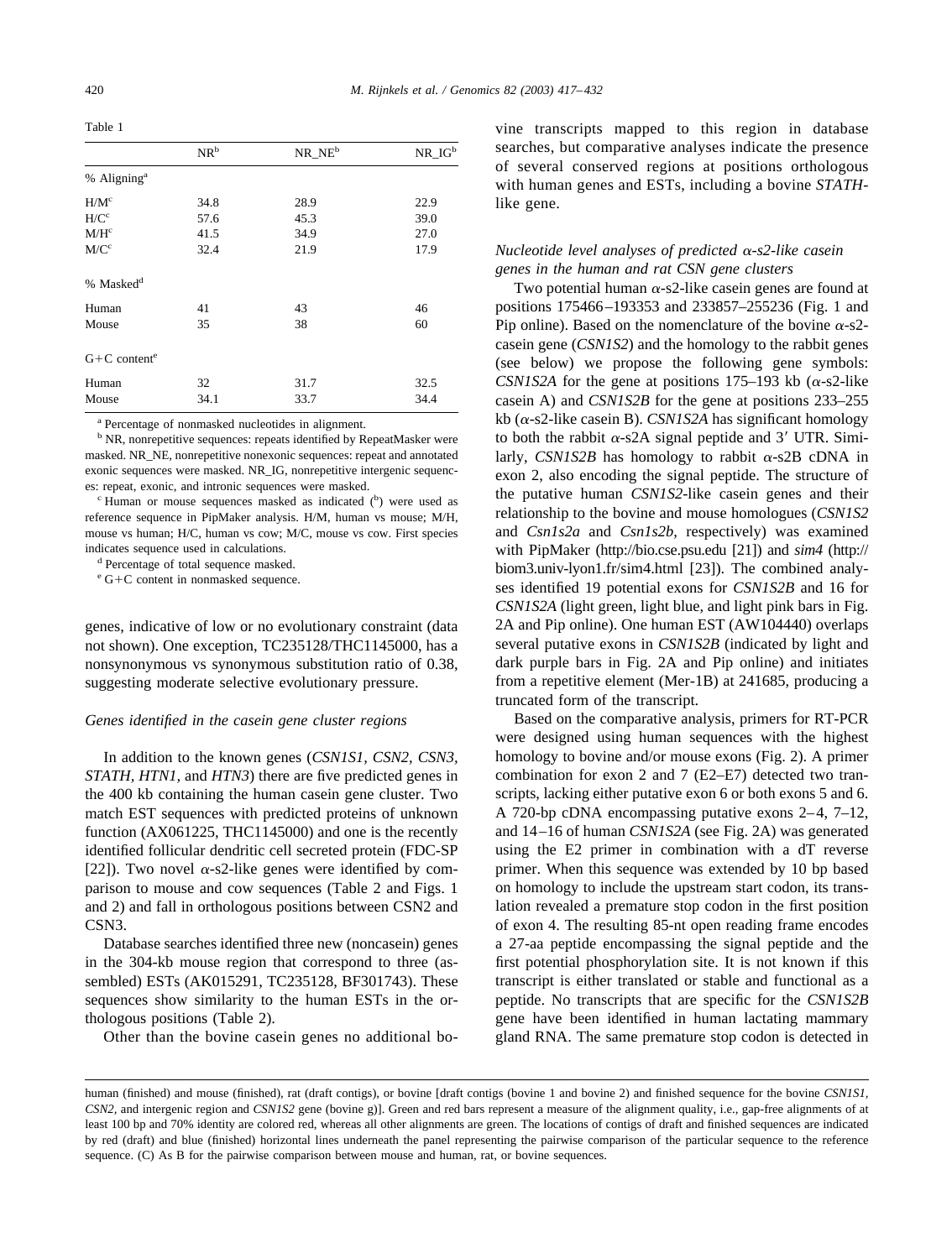Table 1

| | NR[b] | NR_NE[b] | NR_IG[b] |
|---|---|---|---|
| % Aligning[a] | | | |
| H/M[c] | 34.8 | 28.9 | 22.9 |
| H/C[c] | 57.6 | 45.3 | 39.0 |
| M/H[c] | 41.5 | 34.9 | 27.0 |
| M/C[c] | 32.4 | 21.9 | 17.9 |
| % Masked[d] | | | |
| Human | 41 | 43 | 46 |
| Mouse | 35 | 38 | 60 |
| G+C content[e] | | | |
| Human | 32 | 31.7 | 32.5 |
| Mouse | 34.1 | 33.7 | 34.4 |

[a] Percentage of nonmasked nucleotides in alignment.

[b] NR, nonrepetitive sequences: repeats identified by RepeatMasker were masked. NR_NE, nonrepetitive nonexonic sequences: repeat and annotated exonic sequences were masked. NR_IG, nonrepetitive intergenic sequences: repeat, exonic, and intronic sequences were masked.

[c] Human or mouse sequences masked as indicated ([b]) were used as reference sequence in PipMaker analysis. H/M, human vs mouse; M/H, mouse vs human; H/C, human vs cow; M/C, mouse vs cow. First species indicates sequence used in calculations.

[d] Percentage of total sequence masked.

[e] G+C content in nonmasked sequence.

genes, indicative of low or no evolutionary constraint (data not shown). One exception, TC235128/THC1145000, has a nonsynonymous vs synonymous substitution ratio of 0.38, suggesting moderate selective evolutionary pressure.

### *Genes identified in the casein gene cluster regions*

In addition to the known genes (*CSN1S1, CSN2, CSN3, STATH, HTN1,* and *HTN3*) there are five predicted genes in the 400 kb containing the human casein gene cluster. Two match EST sequences with predicted proteins of unknown function (AX061225, THC1145000) and one is the recently identified follicular dendritic cell secreted protein (FDC-SP [22]). Two novel α-s2-like genes were identified by comparison to mouse and cow sequences (Table 2 and Figs. 1 and 2) and fall in orthologous positions between CSN2 and CSN3.

Database searches identified three new (noncasein) genes in the 304-kb mouse region that correspond to three (assembled) ESTs (AK015291, TC235128, BF301743). These sequences show similarity to the human ESTs in the orthologous positions (Table 2).

Other than the bovine casein genes no additional bovine transcripts mapped to this region in database searches, but comparative analyses indicate the presence of several conserved regions at positions orthologous with human genes and ESTs, including a bovine *STATH*-like gene.

### *Nucleotide level analyses of predicted α-s2-like casein genes in the human and rat CSN gene clusters*

Two potential human α-s2-like casein genes are found at positions 175466–193353 and 233857–255236 (Fig. 1 and Pip online). Based on the nomenclature of the bovine α-s2-casein gene (*CSN1S2*) and the homology to the rabbit genes (see below) we propose the following gene symbols: *CSN1S2A* for the gene at positions 175–193 kb (α-s2-like casein A) and *CSN1S2B* for the gene at positions 233–255 kb (α-s2-like casein B). *CSN1S2A* has significant homology to both the rabbit α-s2A signal peptide and 3′ UTR. Similarly, *CSN1S2B* has homology to rabbit α-s2B cDNA in exon 2, also encoding the signal peptide. The structure of the putative human *CSN1S2*-like casein genes and their relationship to the bovine and mouse homologues (*CSN1S2* and *Csn1s2a* and *Csn1s2b,* respectively) was examined with PipMaker (http://bio.cse.psu.edu [21]) and *sim4* (http://biom3.univ-lyon1.fr/sim4.html [23]). The combined analyses identified 19 potential exons for *CSN1S2B* and 16 for *CSN1S2A* (light green, light blue, and light pink bars in Fig. 2A and Pip online). One human EST (AW104440) overlaps several putative exons in *CSN1S2B* (indicated by light and dark purple bars in Fig. 2A and Pip online) and initiates from a repetitive element (Mer-1B) at 241685, producing a truncated form of the transcript.

Based on the comparative analysis, primers for RT-PCR were designed using human sequences with the highest homology to bovine and/or mouse exons (Fig. 2). A primer combination for exon 2 and 7 (E2–E7) detected two transcripts, lacking either putative exon 6 or both exons 5 and 6. A 720-bp cDNA encompassing putative exons 2–4, 7–12, and 14–16 of human *CSN1S2A* (see Fig. 2A) was generated using the E2 primer in combination with a dT reverse primer. When this sequence was extended by 10 bp based on homology to include the upstream start codon, its translation revealed a premature stop codon in the first position of exon 4. The resulting 85-nt open reading frame encodes a 27-aa peptide encompassing the signal peptide and the first potential phosphorylation site. It is not known if this transcript is either translated or stable and functional as a peptide. No transcripts that are specific for the *CSN1S2B* gene have been identified in human lactating mammary gland RNA. The same premature stop codon is detected in

human (finished) and mouse (finished), rat (draft contigs), or bovine [draft contigs (bovine 1 and bovine 2) and finished sequence for the bovine *CSN1S1, CSN2,* and intergenic region and *CSN1S2* gene (bovine g)]. Green and red bars represent a measure of the alignment quality, i.e., gap-free alignments of at least 100 bp and 70% identity are colored red, whereas all other alignments are green. The locations of contigs of draft and finished sequences are indicated by red (draft) and blue (finished) horizontal lines underneath the panel representing the pairwise comparison of the particular sequence to the reference sequence. (C) As B for the pairwise comparison between mouse and human, rat, or bovine sequences.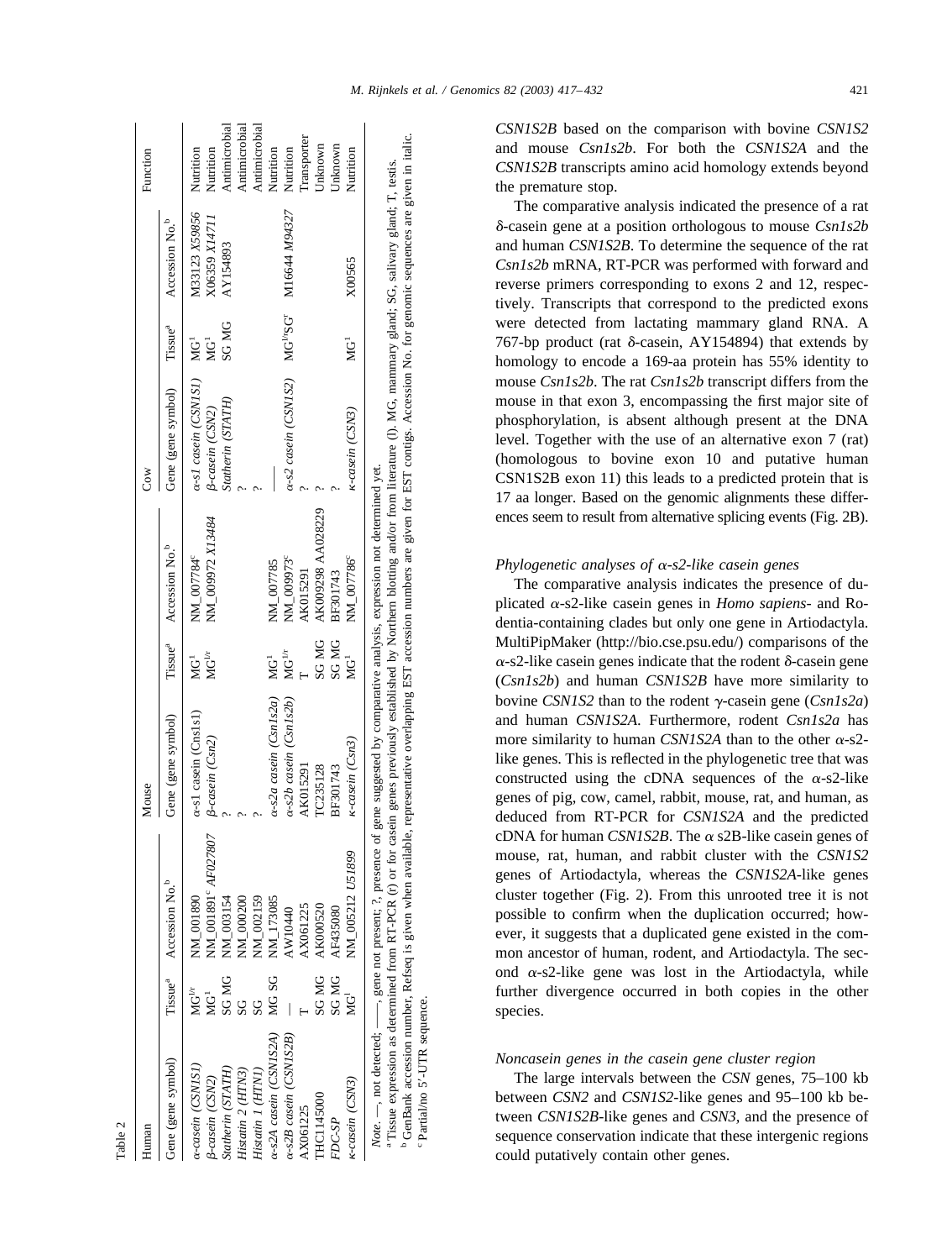Table 2

| Human | | | Mouse | | | Cow | | | Function |
|---|---|---|---|---|---|---|---|---|---|
| Gene (gene symbol) | Tissue[a] | Accession No.[b] | Gene (gene symbol) | Tissue[a] | Accession No.[b] | Gene (gene symbol) | Tissue[a] | Accession No.[b] | |
| *α-casein (CSN1S1)* | MG[l/r] | NM_001890 | *α-s1 casein (Cns1s1)* | MG[l] | NM_007784[c] | *α-s1 casein (CSN1S1)* | MG[l] | M33123 *X59856* | Nutrition |
| *β-casein (CSN2)* | MG[l] | NM_001891[c] *AF027807* | *β-casein (Csn2)* | MG[l/r] | NM_009972 *X13484* | *β-casein (CSN2)* | MG[l] | X06359 *X14711* | Nutrition |
| *Statherin (STATH)* | SG MG | NM_003154 | ? | | | *Statherin (STATH)* | SG MG | AY154893 | Antimicrobial |
| *Histatin 2 (HTN3)* | SG | NM_000200 | ? | | | ? | | | Antimicrobial |
| *Histatin 1 (HTN1)* | SG | NM_002159 | ? | | | ? | | | Antimicrobial |
| *α-s2A casein (CSN1S2A)* | MG SG | NM_173085 | *α-s2a casein (Csn1s2a)* | MG[l] | NM_007785 | — | | | Nutrition |
| *α-s2B casein (CSN1S2B)* | — | AW10440 | *α-s2b casein (Csn1s2b)* | MG[l/r] | NM_009973[c] | *α-s2 casein (CSN1S2)* | MG[l/r]SG[r] | M16644 *M94327* | Nutrition |
| AX061225 | T | AX061225 | AK015291 | T | AK015291 | ? | | | Transporter |
| THC1145000 | SG MG | AK000520 | TC235128 | SG MG | AK009298 AA028229 | ? | | | Unknown |
| *FDC-SP* | SG MG | AF435080 | BF301743 | SG MG | BF301743 | ? | | | Unknown |
| *κ-casein (CSN3)* | MG[l] | NM_005212 *U51899* | *κ-casein (Csn3)* | MG[l] | NM_007786[c] | *κ-casein (CSN3)* | MG[l] | X00565 | Nutrition |

*Note.* —, not detected; ——, gene not present; ?, presence of gene suggested by comparative analysis, expression not determined yet.

[a] Tissue expression as determined from RT-PCR (r) or for casein genes previously established by Northern blotting and/or from literature (l). MG, mammary gland; SG, salivary gland; T, testis.

[b] GenBank accession number, Refseq is given when available, representative overlapping EST accession numbers are given for EST contigs. Accession No. for genomic sequences are given in italic.

[c] Partial/no 5′-UTR sequence.

*CSN1S2B* based on the comparison with bovine *CSN1S2* and mouse *Csn1s2b*. For both the *CSN1S2A* and the *CSN1S2B* transcripts amino acid homology extends beyond the premature stop.

The comparative analysis indicated the presence of a rat δ-casein gene at a position orthologous to mouse *Csn1s2b* and human *CSN1S2B*. To determine the sequence of the rat *Csn1s2b* mRNA, RT-PCR was performed with forward and reverse primers corresponding to exons 2 and 12, respectively. Transcripts that correspond to the predicted exons were detected from lactating mammary gland RNA. A 767-bp product (rat δ-casein, AY154894) that extends by homology to encode a 169-aa protein has 55% identity to mouse *Csn1s2b*. The rat *Csn1s2b* transcript differs from the mouse in that exon 3, encompassing the first major site of phosphorylation, is absent although present at the DNA level. Together with the use of an alternative exon 7 (rat) (homologous to bovine exon 10 and putative human CSN1S2B exon 11) this leads to a predicted protein that is 17 aa longer. Based on the genomic alignments these differences seem to result from alternative splicing events (Fig. 2B).

### *Phylogenetic analyses of α-s2-like casein genes*

The comparative analysis indicates the presence of duplicated α-s2-like casein genes in *Homo sapiens*- and Rodentia-containing clades but only one gene in Artiodactyla. MultiPipMaker (http://bio.cse.psu.edu/) comparisons of the α-s2-like casein genes indicate that the rodent δ-casein gene (*Csn1s2b*) and human *CSN1S2B* have more similarity to bovine *CSN1S2* than to the rodent γ-casein gene (*Csn1s2a*) and human *CSN1S2A*. Furthermore, rodent *Csn1s2a* has more similarity to human *CSN1S2A* than to the other α-s2-like genes. This is reflected in the phylogenetic tree that was constructed using the cDNA sequences of the α-s2-like genes of pig, cow, camel, rabbit, mouse, rat, and human, as deduced from RT-PCR for *CSN1S2A* and the predicted cDNA for human *CSN1S2B*. The α s2B-like casein genes of mouse, rat, human, and rabbit cluster with the *CSN1S2* genes of Artiodactyla, whereas the *CSN1S2A*-like genes cluster together (Fig. 2). From this unrooted tree it is not possible to confirm when the duplication occurred; however, it suggests that a duplicated gene existed in the common ancestor of human, rodent, and Artiodactyla. The second α-s2-like gene was lost in the Artiodactyla, while further divergence occurred in both copies in the other species.

### *Noncasein genes in the casein gene cluster region*

The large intervals between the *CSN* genes, 75–100 kb between *CSN2* and *CSN1S2*-like genes and 95–100 kb between *CSN1S2B*-like genes and *CSN3*, and the presence of sequence conservation indicate that these intergenic regions could putatively contain other genes.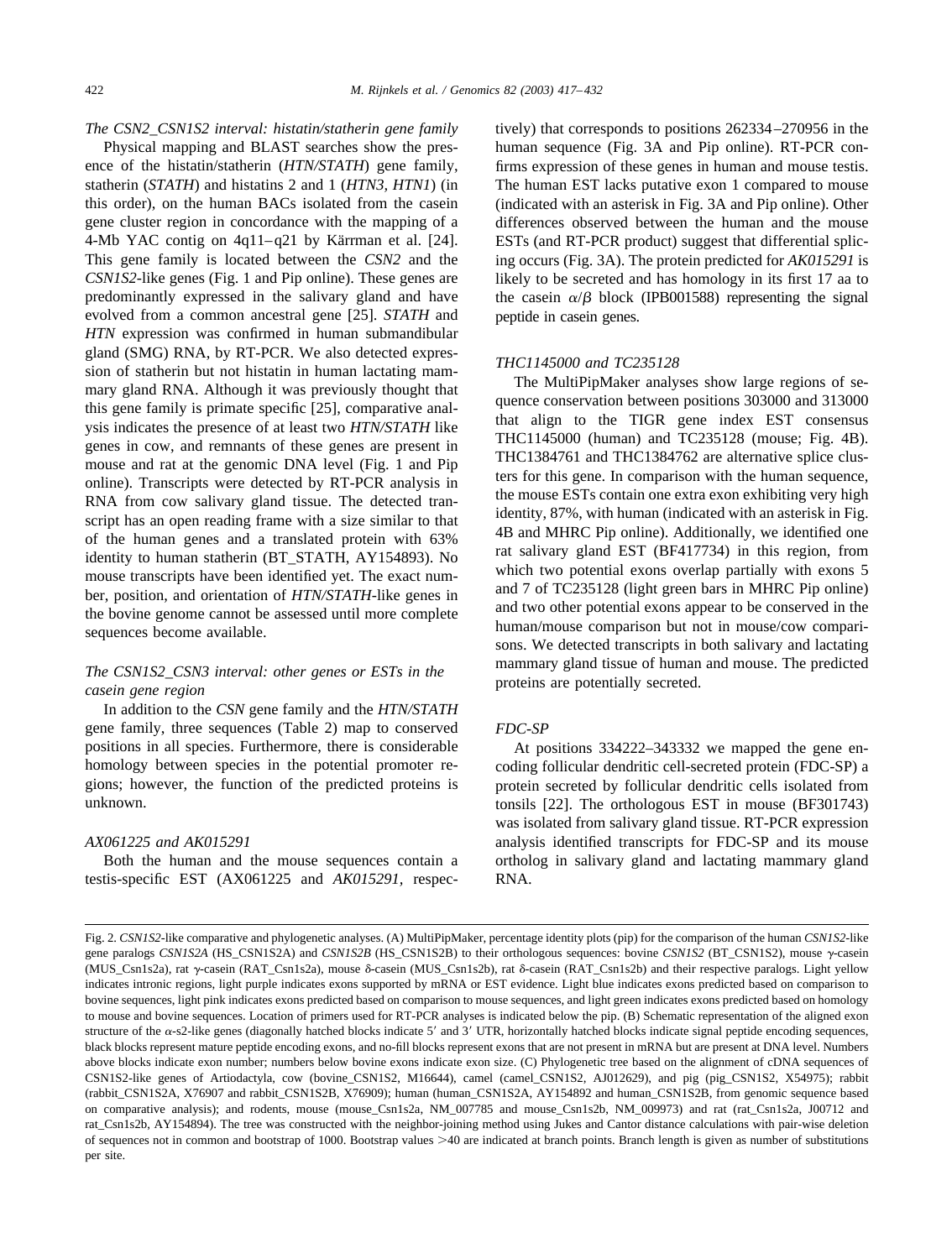*The CSN2_CSN1S2 interval: histatin/statherin gene family*

Physical mapping and BLAST searches show the presence of the histatin/statherin (*HTN/STATH*) gene family, statherin (*STATH*) and histatins 2 and 1 (*HTN3, HTN1*) (in this order), on the human BACs isolated from the casein gene cluster region in concordance with the mapping of a 4-Mb YAC contig on 4q11–q21 by Kärrman et al. [24]. This gene family is located between the *CSN2* and the *CSN1S2*-like genes (Fig. 1 and Pip online). These genes are predominantly expressed in the salivary gland and have evolved from a common ancestral gene [25]. *STATH* and *HTN* expression was confirmed in human submandibular gland (SMG) RNA, by RT-PCR. We also detected expression of statherin but not histatin in human lactating mammary gland RNA. Although it was previously thought that this gene family is primate specific [25], comparative analysis indicates the presence of at least two *HTN/STATH* like genes in cow, and remnants of these genes are present in mouse and rat at the genomic DNA level (Fig. 1 and Pip online). Transcripts were detected by RT-PCR analysis in RNA from cow salivary gland tissue. The detected transcript has an open reading frame with a size similar to that of the human genes and a translated protein with 63% identity to human statherin (BT_STATH, AY154893). No mouse transcripts have been identified yet. The exact number, position, and orientation of *HTN/STATH*-like genes in the bovine genome cannot be assessed until more complete sequences become available.

*The CSN1S2_CSN3 interval: other genes or ESTs in the casein gene region*

In addition to the *CSN* gene family and the *HTN/STATH* gene family, three sequences (Table 2) map to conserved positions in all species. Furthermore, there is considerable homology between species in the potential promoter regions; however, the function of the predicted proteins is unknown.

*AX061225 and AK015291*

Both the human and the mouse sequences contain a testis-specific EST (AX061225 and *AK015291*, respectively) that corresponds to positions 262334–270956 in the human sequence (Fig. 3A and Pip online). RT-PCR confirms expression of these genes in human and mouse testis. The human EST lacks putative exon 1 compared to mouse (indicated with an asterisk in Fig. 3A and Pip online). Other differences observed between the human and the mouse ESTs (and RT-PCR product) suggest that differential splicing occurs (Fig. 3A). The protein predicted for *AK015291* is likely to be secreted and has homology in its first 17 aa to the casein $\alpha/\beta$ block (IPB001588) representing the signal peptide in casein genes.

*THC1145000 and TC235128*

The MultiPipMaker analyses show large regions of sequence conservation between positions 303000 and 313000 that align to the TIGR gene index EST consensus THC1145000 (human) and TC235128 (mouse; Fig. 4B). THC1384761 and THC1384762 are alternative splice clusters for this gene. In comparison with the human sequence, the mouse ESTs contain one extra exon exhibiting very high identity, 87%, with human (indicated with an asterisk in Fig. 4B and MHRC Pip online). Additionally, we identified one rat salivary gland EST (BF417734) in this region, from which two potential exons overlap partially with exons 5 and 7 of TC235128 (light green bars in MHRC Pip online) and two other potential exons appear to be conserved in the human/mouse comparison but not in mouse/cow comparisons. We detected transcripts in both salivary and lactating mammary gland tissue of human and mouse. The predicted proteins are potentially secreted.

*FDC-SP*

At positions 334222–343332 we mapped the gene encoding follicular dendritic cell-secreted protein (FDC-SP) a protein secreted by follicular dendritic cells isolated from tonsils [22]. The orthologous EST in mouse (BF301743) was isolated from salivary gland tissue. RT-PCR expression analysis identified transcripts for FDC-SP and its mouse ortholog in salivary gland and lactating mammary gland RNA.

Fig. 2. *CSN1S2*-like comparative and phylogenetic analyses. (A) MultiPipMaker, percentage identity plots (pip) for the comparison of the human *CSN1S2*-like gene paralogs *CSN1S2A* (HS_CSN1S2A) and *CSN1S2B* (HS_CSN1S2B) to their orthologous sequences: bovine *CSN1S2* (BT_CSN1S2), mouse $\gamma$-casein (MUS_Csn1s2a), rat $\gamma$-casein (RAT_Csn1s2a), mouse $\delta$-casein (MUS_Csn1s2b), rat $\delta$-casein (RAT_Csn1s2b) and their respective paralogs. Light yellow indicates intronic regions, light purple indicates exons supported by mRNA or EST evidence. Light blue indicates exons predicted based on comparison to bovine sequences, light pink indicates exons predicted based on comparison to mouse sequences, and light green indicates exons predicted based on homology to mouse and bovine sequences. Location of primers used for RT-PCR analyses is indicated below the pip. (B) Schematic representation of the aligned exon structure of the $\alpha$-s2-like genes (diagonally hatched blocks indicate 5′ and 3′ UTR, horizontally hatched blocks indicate signal peptide encoding sequences, black blocks represent mature peptide encoding exons, and no-fill blocks represent exons that are not present in mRNA but are present at DNA level. Numbers above blocks indicate exon number; numbers below bovine exons indicate exon size. (C) Phylogenetic tree based on the alignment of cDNA sequences of CSN1S2-like genes of Artiodactyla, cow (bovine_CSN1S2, M16644), camel (camel_CSN1S2, AJ012629), and pig (pig_CSN1S2, X54975); rabbit (rabbit_CSN1S2A, X76907 and rabbit_CSN1S2B, X76909); human (human_CSN1S2A, AY154892 and human_CSN1S2B, from genomic sequence based on comparative analysis); and rodents, mouse (mouse_Csn1s2a, NM_007785 and mouse_Csn1s2b, NM_009973) and rat (rat_Csn1s2a, J00712 and rat_Csn1s2b, AY154894). The tree was constructed with the neighbor-joining method using Jukes and Cantor distance calculations with pair-wise deletion of sequences not in common and bootstrap of 1000. Bootstrap values >40 are indicated at branch points. Branch length is given as number of substitutions per site.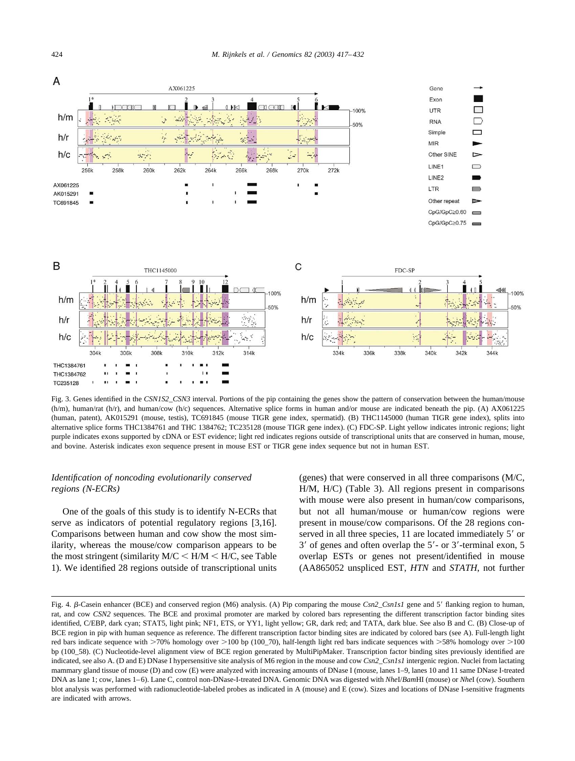Fig. 3. Genes identified in the *CSN1S2_CSN3* interval. Portions of the pip containing the genes show the pattern of conservation between the human/mouse (h/m), human/rat (h/r), and human/cow (h/c) sequences. Alternative splice forms in human and/or mouse are indicated beneath the pip. (A) AX061225 (human, patent), AK015291 (mouse, testis), TC691845 (mouse TIGR gene index, spermatid). (B) THC1145000 (human TIGR gene index), splits into alternative splice forms THC1384761 and THC 1384762; TC235128 (mouse TIGR gene index). (C) FDC-SP. Light yellow indicates intronic regions; light purple indicates exons supported by cDNA or EST evidence; light red indicates regions outside of transcriptional units that are conserved in human, mouse, and bovine. Asterisk indicates exon sequence present in mouse EST or TIGR gene index sequence but not in human EST.

### Identification of noncoding evolutionarily conserved regions (N-ECRs)

One of the goals of this study is to identify N-ECRs that serve as indicators of potential regulatory regions [3,16]. Comparisons between human and cow show the most similarity, whereas the mouse/cow comparison appears to be the most stringent (similarity M/C < H/M < H/C, see Table 1). We identified 28 regions outside of transcriptional units (genes) that were conserved in all three comparisons (M/C, H/M, H/C) (Table 3). All regions present in comparisons with mouse were also present in human/cow comparisons, but not all human/mouse or human/cow regions were present in mouse/cow comparisons. Of the 28 regions conserved in all three species, 11 are located immediately 5′ or 3′ of genes and often overlap the 5′- or 3′-terminal exon, 5 overlap ESTs or genes not present/identified in mouse (AA865052 unspliced EST, *HTN* and *STATH*, not further

Fig. 4. β-Casein enhancer (BCE) and conserved region (M6) analysis. (A) Pip comparing the mouse *Csn2_Csn1s1* gene and 5′ flanking region to human, rat, and cow *CSN2* sequences. The BCE and proximal promoter are marked by colored bars representing the different transcription factor binding sites identified, C/EBP, dark cyan; STAT5, light pink; NF1, ETS, or YY1, light yellow; GR, dark red; and TATA, dark blue. See also B and C. (B) Close-up of BCE region in pip with human sequence as reference. The different transcription factor binding sites are indicated by colored bars (see A). Full-length light red bars indicate sequence with >70% homology over >100 bp (100_70), half-length light red bars indicate sequences with >58% homology over >100 bp (100_58). (C) Nucleotide-level alignment view of BCE region generated by MultiPipMaker. Transcription factor binding sites previously identified are indicated, see also A. (D and E) DNase I hypersensitive site analysis of M6 region in the mouse and cow *Csn2_Csn1s1* intergenic region. Nuclei from lactating mammary gland tissue of mouse (D) and cow (E) were analyzed with increasing amounts of DNase I (mouse, lanes 1–9, lanes 10 and 11 same DNase I-treated DNA as lane 1; cow, lanes 1–6). Lane C, control non-DNase-I-treated DNA. Genomic DNA was digested with *Nhe*I/*Bam*HI (mouse) or *Nhe*I (cow). Southern blot analysis was performed with radionucleotide-labeled probes as indicated in A (mouse) and E (cow). Sizes and locations of DNase I-sensitive fragments are indicated with arrows.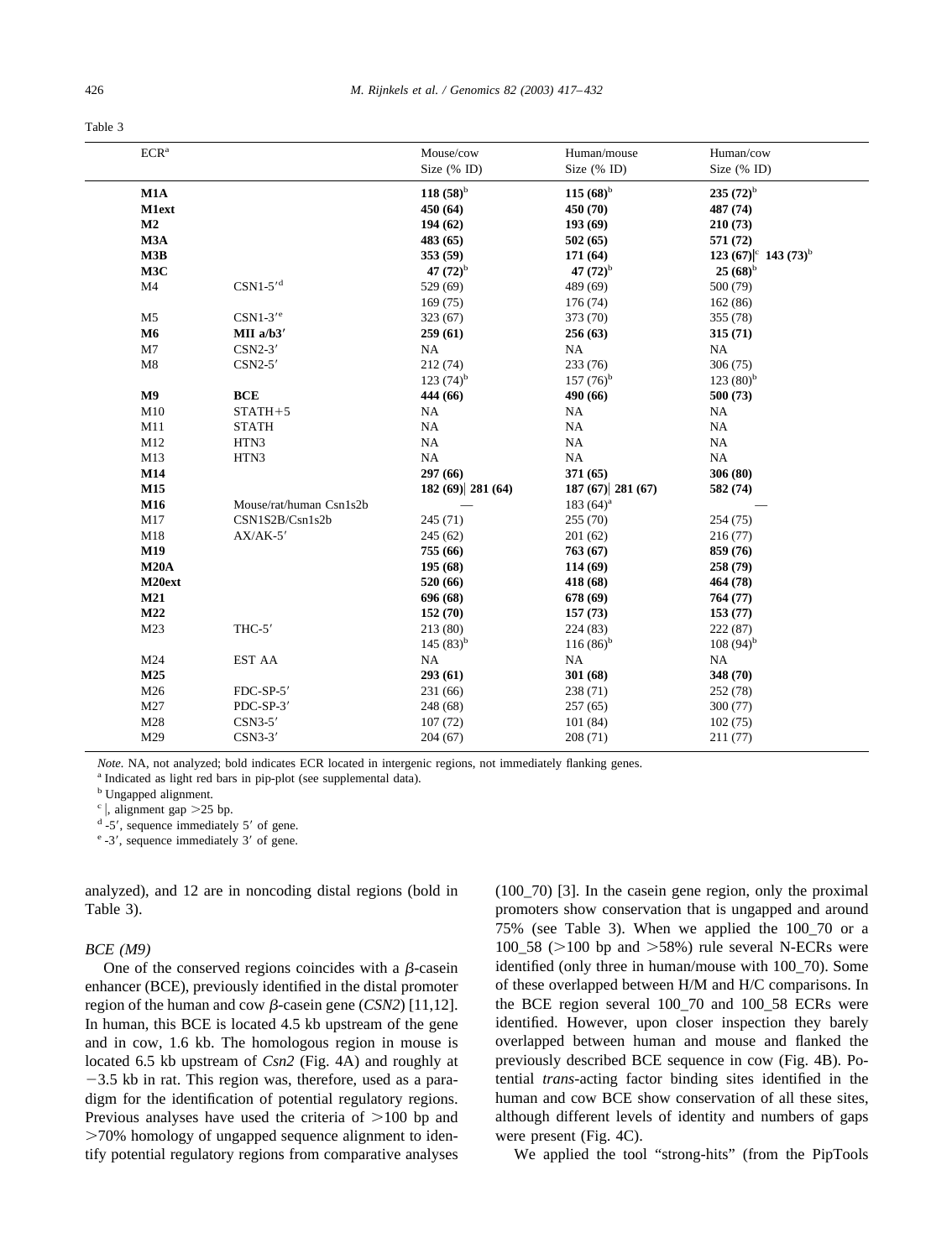Table 3

| ECR[a] | | Mouse/cow Size (% ID) | Human/mouse Size (% ID) | Human/cow Size (% ID) |
|---|---|---|---|---|
| **M1A** | | **118 (58)**[b] | **115 (68)**[b] | **235 (72)**[b] |
| **M1ext** | | **450 (64)** | **450 (70)** | **487 (74)** |
| **M2** | | **194 (62)** | **193 (69)** | **210 (73)** |
| **M3A** | | **483 (65)** | **502 (65)** | **571 (72)** |
| **M3B** | | **353 (59)** | **171 (64)** | **123 (67)\|**[c] **143 (73)**[b] |
| **M3C** | | **47 (72)**[b] | **47 (72)**[b] | **25 (68)**[b] |
| M4 | CSN1-5′[d] | 529 (69) | 489 (69) | 500 (79) |
| | | 169 (75) | 176 (74) | 162 (86) |
| M5 | CSN1-3′[e] | 323 (67) | 373 (70) | 355 (78) |
| **M6** | **MII a/b3′** | **259 (61)** | **256 (63)** | **315 (71)** |
| M7 | CSN2-3′ | NA | NA | NA |
| M8 | CSN2-5′ | 212 (74) | 233 (76) | 306 (75) |
| | | 123 (74)[b] | 157 (76)[b] | 123 (80)[b] |
| **M9** | **BCE** | **444 (66)** | **490 (66)** | **500 (73)** |
| M10 | STATH+5 | NA | NA | NA |
| M11 | STATH | NA | NA | NA |
| M12 | HTN3 | NA | NA | NA |
| M13 | HTN3 | NA | NA | NA |
| **M14** | | **297 (66)** | **371 (65)** | **306 (80)** |
| **M15** | | **182 (69)\| 281 (64)** | **187 (67)\| 281 (67)** | **582 (74)** |
| **M16** | Mouse/rat/human Csn1s2b | — | 183 (64)[a] | — |
| M17 | CSN1S2B/Csn1s2b | 245 (71) | 255 (70) | 254 (75) |
| M18 | AX/AK-5′ | 245 (62) | 201 (62) | 216 (77) |
| **M19** | | **755 (66)** | **763 (67)** | **859 (76)** |
| **M20A** | | **195 (68)** | **114 (69)** | **258 (79)** |
| **M20ext** | | **520 (66)** | **418 (68)** | **464 (78)** |
| **M21** | | **696 (68)** | **678 (69)** | **764 (77)** |
| **M22** | | **152 (70)** | **157 (73)** | **153 (77)** |
| M23 | THC-5′ | 213 (80) | 224 (83) | 222 (87) |
| | | 145 (83)[b] | 116 (86)[b] | 108 (94)[b] |
| M24 | EST AA | NA | NA | NA |
| **M25** | | **293 (61)** | **301 (68)** | **348 (70)** |
| M26 | FDC-SP-5′ | 231 (66) | 238 (71) | 252 (78) |
| M27 | PDC-SP-3′ | 248 (68) | 257 (65) | 300 (77) |
| M28 | CSN3-5′ | 107 (72) | 101 (84) | 102 (75) |
| M29 | CSN3-3′ | 204 (67) | 208 (71) | 211 (77) |

*Note.* NA, not analyzed; bold indicates ECR located in intergenic regions, not immediately flanking genes.

[a] Indicated as light red bars in pip-plot (see supplemental data).

[b] Ungapped alignment.

[c] |, alignment gap >25 bp.

[d] -5′, sequence immediately 5′ of gene.

[e] -3′, sequence immediately 3′ of gene.

analyzed), and 12 are in noncoding distal regions (bold in Table 3).

*BCE (M9)*

One of the conserved regions coincides with a β-casein enhancer (BCE), previously identified in the distal promoter region of the human and cow β-casein gene (*CSN2*) [11,12]. In human, this BCE is located 4.5 kb upstream of the gene and in cow, 1.6 kb. The homologous region in mouse is located 6.5 kb upstream of *Csn2* (Fig. 4A) and roughly at −3.5 kb in rat. This region was, therefore, used as a paradigm for the identification of potential regulatory regions. Previous analyses have used the criteria of >100 bp and >70% homology of ungapped sequence alignment to identify potential regulatory regions from comparative analyses (100_70) [3]. In the casein gene region, only the proximal promoters show conservation that is ungapped and around 75% (see Table 3). When we applied the 100_70 or a 100_58 (>100 bp and >58%) rule several N-ECRs were identified (only three in human/mouse with 100_70). Some of these overlapped between H/M and H/C comparisons. In the BCE region several 100_70 and 100_58 ECRs were identified. However, upon closer inspection they barely overlapped between human and mouse and flanked the previously described BCE sequence in cow (Fig. 4B). Potential *trans*-acting factor binding sites identified in the human and cow BCE show conservation of all these sites, although different levels of identity and numbers of gaps were present (Fig. 4C).

We applied the tool "strong-hits" (from the PipTools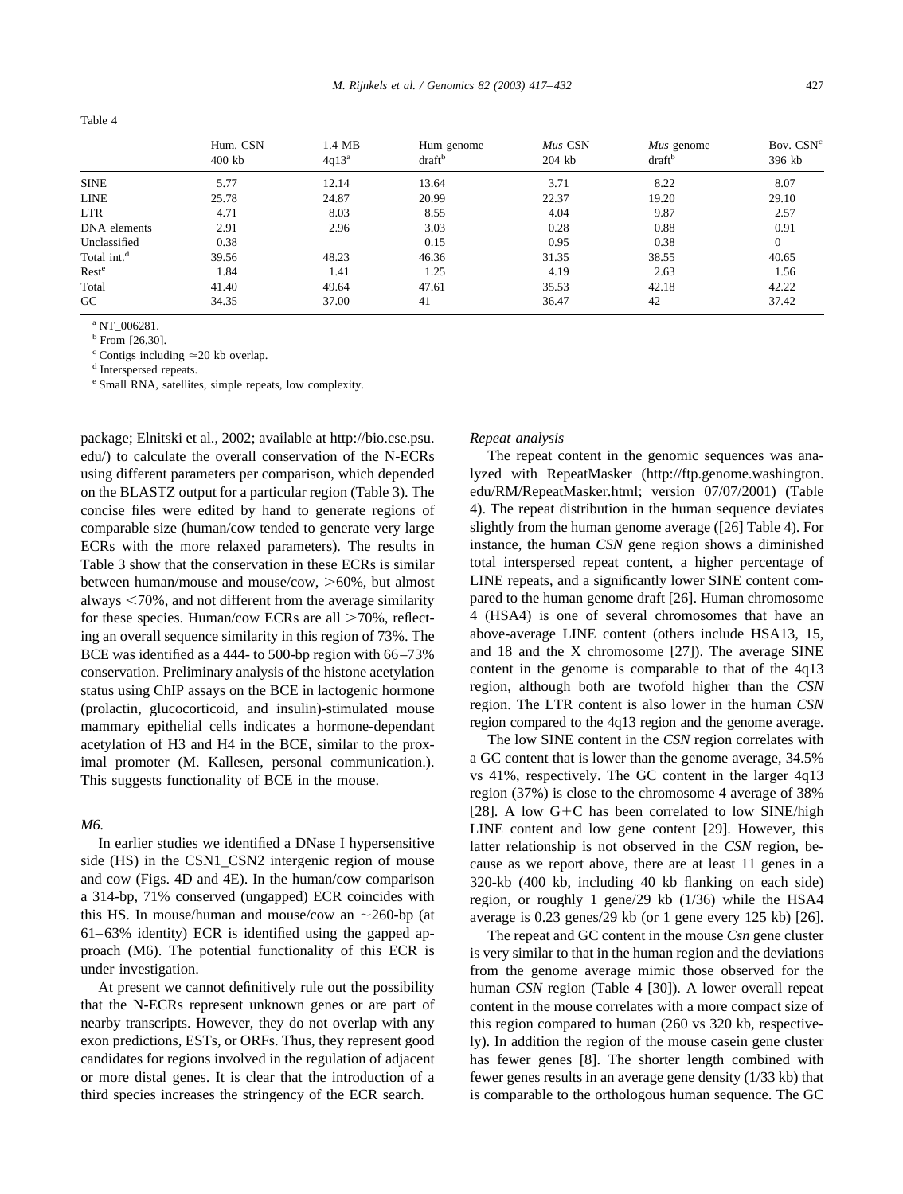Table 4

| | Hum. CSN 400 kb | 1.4 MB 4q13[a] | Hum genome draft[b] | *Mus* CSN 204 kb | *Mus* genome draft[b] | Bov. CSN[c] 396 kb |
|---|---|---|---|---|---|---|
| SINE | 5.77 | 12.14 | 13.64 | 3.71 | 8.22 | 8.07 |
| LINE | 25.78 | 24.87 | 20.99 | 22.37 | 19.20 | 29.10 |
| LTR | 4.71 | 8.03 | 8.55 | 4.04 | 9.87 | 2.57 |
| DNA elements | 2.91 | 2.96 | 3.03 | 0.28 | 0.88 | 0.91 |
| Unclassified | 0.38 | | 0.15 | 0.95 | 0.38 | 0 |
| Total int.[d] | 39.56 | 48.23 | 46.36 | 31.35 | 38.55 | 40.65 |
| Rest[e] | 1.84 | 1.41 | 1.25 | 4.19 | 2.63 | 1.56 |
| Total | 41.40 | 49.64 | 47.61 | 35.53 | 42.18 | 42.22 |
| GC | 34.35 | 37.00 | 41 | 36.47 | 42 | 37.42 |

[a] NT_006281.
[b] From [26,30].
[c] Contigs including ≈20 kb overlap.
[d] Interspersed repeats.
[e] Small RNA, satellites, simple repeats, low complexity.

package; Elnitski et al., 2002; available at http://bio.cse.psu.edu/) to calculate the overall conservation of the N-ECRs using different parameters per comparison, which depended on the BLASTZ output for a particular region (Table 3). The concise files were edited by hand to generate regions of comparable size (human/cow tended to generate very large ECRs with the more relaxed parameters). The results in Table 3 show that the conservation in these ECRs is similar between human/mouse and mouse/cow, >60%, but almost always <70%, and not different from the average similarity for these species. Human/cow ECRs are all >70%, reflecting an overall sequence similarity in this region of 73%. The BCE was identified as a 444- to 500-bp region with 66–73% conservation. Preliminary analysis of the histone acetylation status using ChIP assays on the BCE in lactogenic hormone (prolactin, glucocorticoid, and insulin)-stimulated mouse mammary epithelial cells indicates a hormone-dependant acetylation of H3 and H4 in the BCE, similar to the proximal promoter (M. Kallesen, personal communication.). This suggests functionality of BCE in the mouse.

*M6.*

In earlier studies we identified a DNase I hypersensitive side (HS) in the CSN1_CSN2 intergenic region of mouse and cow (Figs. 4D and 4E). In the human/cow comparison a 314-bp, 71% conserved (ungapped) ECR coincides with this HS. In mouse/human and mouse/cow an ~260-bp (at 61–63% identity) ECR is identified using the gapped approach (M6). The potential functionality of this ECR is under investigation.

At present we cannot definitively rule out the possibility that the N-ECRs represent unknown genes or are part of nearby transcripts. However, they do not overlap with any exon predictions, ESTs, or ORFs. Thus, they represent good candidates for regions involved in the regulation of adjacent or more distal genes. It is clear that the introduction of a third species increases the stringency of the ECR search.

*Repeat analysis*

The repeat content in the genomic sequences was analyzed with RepeatMasker (http://ftp.genome.washington.edu/RM/RepeatMasker.html; version 07/07/2001) (Table 4). The repeat distribution in the human sequence deviates slightly from the human genome average ([26] Table 4). For instance, the human *CSN* gene region shows a diminished total interspersed repeat content, a higher percentage of LINE repeats, and a significantly lower SINE content compared to the human genome draft [26]. Human chromosome 4 (HSA4) is one of several chromosomes that have an above-average LINE content (others include HSA13, 15, and 18 and the X chromosome [27]). The average SINE content in the genome is comparable to that of the 4q13 region, although both are twofold higher than the *CSN* region. The LTR content is also lower in the human *CSN* region compared to the 4q13 region and the genome average.

The low SINE content in the *CSN* region correlates with a GC content that is lower than the genome average, 34.5% vs 41%, respectively. The GC content in the larger 4q13 region (37%) is close to the chromosome 4 average of 38% [28]. A low G+C has been correlated to low SINE/high LINE content and low gene content [29]. However, this latter relationship is not observed in the *CSN* region, because as we report above, there are at least 11 genes in a 320-kb (400 kb, including 40 kb flanking on each side) region, or roughly 1 gene/29 kb (1/36) while the HSA4 average is 0.23 genes/29 kb (or 1 gene every 125 kb) [26].

The repeat and GC content in the mouse *Csn* gene cluster is very similar to that in the human region and the deviations from the genome average mimic those observed for the human *CSN* region (Table 4 [30]). A lower overall repeat content in the mouse correlates with a more compact size of this region compared to human (260 vs 320 kb, respectively). In addition the region of the mouse casein gene cluster has fewer genes [8]. The shorter length combined with fewer genes results in an average gene density (1/33 kb) that is comparable to the orthologous human sequence. The GC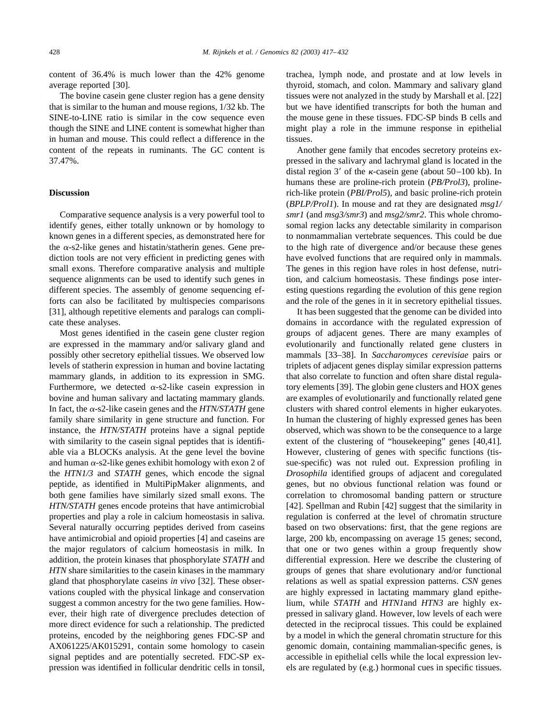content of 36.4% is much lower than the 42% genome average reported [30].

The bovine casein gene cluster region has a gene density that is similar to the human and mouse regions, 1/32 kb. The SINE-to-LINE ratio is similar in the cow sequence even though the SINE and LINE content is somewhat higher than in human and mouse. This could reflect a difference in the content of the repeats in ruminants. The GC content is 37.47%.

## Discussion

Comparative sequence analysis is a very powerful tool to identify genes, either totally unknown or by homology to known genes in a different species, as demonstrated here for the α-s2-like genes and histatin/statherin genes. Gene prediction tools are not very efficient in predicting genes with small exons. Therefore comparative analysis and multiple sequence alignments can be used to identify such genes in different species. The assembly of genome sequencing efforts can also be facilitated by multispecies comparisons [31], although repetitive elements and paralogs can complicate these analyses.

Most genes identified in the casein gene cluster region are expressed in the mammary and/or salivary gland and possibly other secretory epithelial tissues. We observed low levels of statherin expression in human and bovine lactating mammary glands, in addition to its expression in SMG. Furthermore, we detected α-s2-like casein expression in bovine and human salivary and lactating mammary glands. In fact, the α-s2-like casein genes and the *HTN/STATH* gene family share similarity in gene structure and function. For instance, the *HTN/STATH* proteins have a signal peptide with similarity to the casein signal peptides that is identifiable via a BLOCKs analysis. At the gene level the bovine and human α-s2-like genes exhibit homology with exon 2 of the *HTN1/3* and *STATH* genes, which encode the signal peptide, as identified in MultiPipMaker alignments, and both gene families have similarly sized small exons. The *HTN/STATH* genes encode proteins that have antimicrobial properties and play a role in calcium homeostasis in saliva. Several naturally occurring peptides derived from caseins have antimicrobial and opioid properties [4] and caseins are the major regulators of calcium homeostasis in milk. In addition, the protein kinases that phosphorylate *STATH* and *HTN* share similarities to the casein kinases in the mammary gland that phosphorylate caseins *in vivo* [32]. These observations coupled with the physical linkage and conservation suggest a common ancestry for the two gene families. However, their high rate of divergence precludes detection of more direct evidence for such a relationship. The predicted proteins, encoded by the neighboring genes FDC-SP and AX061225/AK015291, contain some homology to casein signal peptides and are potentially secreted. FDC-SP expression was identified in follicular dendritic cells in tonsil, trachea, lymph node, and prostate and at low levels in thyroid, stomach, and colon. Mammary and salivary gland tissues were not analyzed in the study by Marshall et al. [22] but we have identified transcripts for both the human and the mouse gene in these tissues. FDC-SP binds B cells and might play a role in the immune response in epithelial tissues.

Another gene family that encodes secretory proteins expressed in the salivary and lachrymal gland is located in the distal region 3′ of the κ-casein gene (about 50–100 kb). In humans these are proline-rich protein (*PB/Prol3*), proline-rich-like protein (*PBI/Prol5*), and basic proline-rich protein (*BPLP/Prol1*). In mouse and rat they are designated *msg1/smr1* (and *msg3/smr3*) and *msg2/smr2*. This whole chromosomal region lacks any detectable similarity in comparison to nonmammalian vertebrate sequences. This could be due to the high rate of divergence and/or because these genes have evolved functions that are required only in mammals. The genes in this region have roles in host defense, nutrition, and calcium homeostasis. These findings pose interesting questions regarding the evolution of this gene region and the role of the genes in it in secretory epithelial tissues.

It has been suggested that the genome can be divided into domains in accordance with the regulated expression of groups of adjacent genes. There are many examples of evolutionarily and functionally related gene clusters in mammals [33–38]. In *Saccharomyces cerevisiae* pairs or triplets of adjacent genes display similar expression patterns that also correlate to function and often share distal regulatory elements [39]. The globin gene clusters and HOX genes are examples of evolutionarily and functionally related gene clusters with shared control elements in higher eukaryotes. In human the clustering of highly expressed genes has been observed, which was shown to be the consequence to a large extent of the clustering of "housekeeping" genes [40,41]. However, clustering of genes with specific functions (tissue-specific) was not ruled out. Expression profiling in *Drosophila* identified groups of adjacent and coregulated genes, but no obvious functional relation was found or correlation to chromosomal banding pattern or structure [42]. Spellman and Rubin [42] suggest that the similarity in regulation is conferred at the level of chromatin structure based on two observations: first, that the gene regions are large, 200 kb, encompassing on average 15 genes; second, that one or two genes within a group frequently show differential expression. Here we describe the clustering of groups of genes that share evolutionary and/or functional relations as well as spatial expression patterns. *CSN* genes are highly expressed in lactating mammary gland epithelium, while *STATH* and *HTN1*and *HTN3* are highly expressed in salivary gland. However, low levels of each were detected in the reciprocal tissues. This could be explained by a model in which the general chromatin structure for this genomic domain, containing mammalian-specific genes, is accessible in epithelial cells while the local expression levels are regulated by (e.g.) hormonal cues in specific tissues.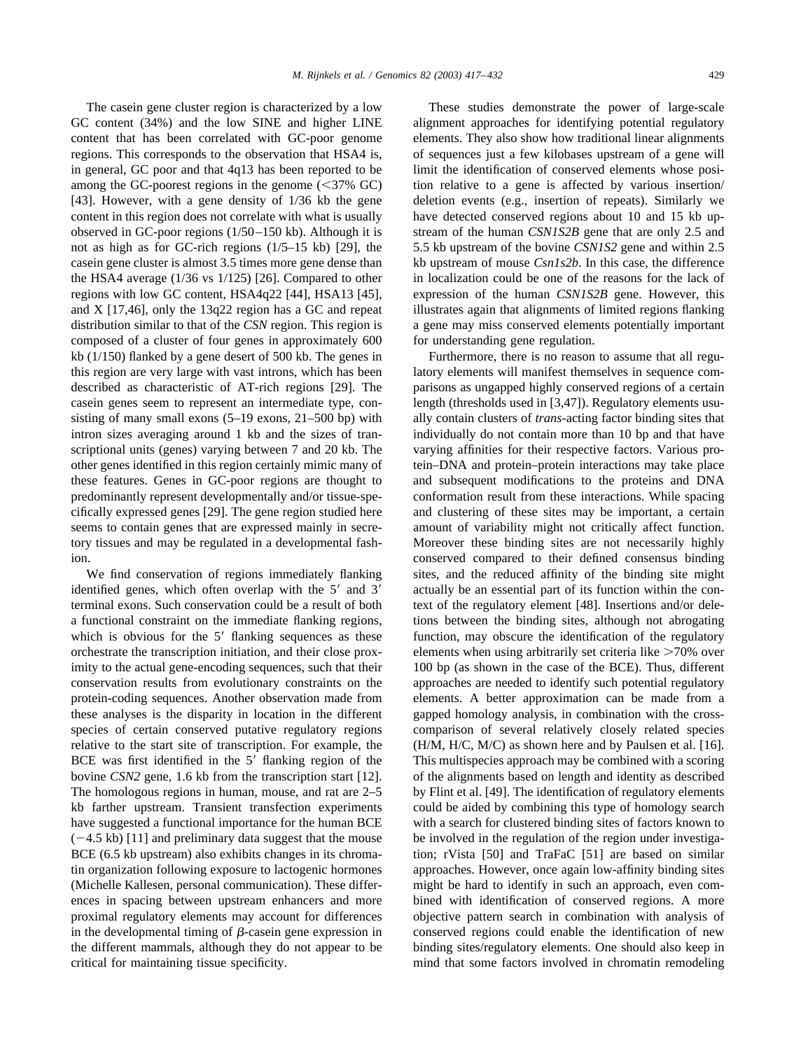The casein gene cluster region is characterized by a low GC content (34%) and the low SINE and higher LINE content that has been correlated with GC-poor genome regions. This corresponds to the observation that HSA4 is, in general, GC poor and that 4q13 has been reported to be among the GC-poorest regions in the genome (<37% GC) [43]. However, with a gene density of 1/36 kb the gene content in this region does not correlate with what is usually observed in GC-poor regions (1/50–150 kb). Although it is not as high as for GC-rich regions (1/5–15 kb) [29], the casein gene cluster is almost 3.5 times more gene dense than the HSA4 average (1/36 vs 1/125) [26]. Compared to other regions with low GC content, HSA4q22 [44], HSA13 [45], and X [17,46], only the 13q22 region has a GC and repeat distribution similar to that of the *CSN* region. This region is composed of a cluster of four genes in approximately 600 kb (1/150) flanked by a gene desert of 500 kb. The genes in this region are very large with vast introns, which has been described as characteristic of AT-rich regions [29]. The casein genes seem to represent an intermediate type, consisting of many small exons (5–19 exons, 21–500 bp) with intron sizes averaging around 1 kb and the sizes of transcriptional units (genes) varying between 7 and 20 kb. The other genes identified in this region certainly mimic many of these features. Genes in GC-poor regions are thought to predominantly represent developmentally and/or tissue-specifically expressed genes [29]. The gene region studied here seems to contain genes that are expressed mainly in secretory tissues and may be regulated in a developmental fashion.

We find conservation of regions immediately flanking identified genes, which often overlap with the 5′ and 3′ terminal exons. Such conservation could be a result of both a functional constraint on the immediate flanking regions, which is obvious for the 5′ flanking sequences as these orchestrate the transcription initiation, and their close proximity to the actual gene-encoding sequences, such that their conservation results from evolutionary constraints on the protein-coding sequences. Another observation made from these analyses is the disparity in location in the different species of certain conserved putative regulatory regions relative to the start site of transcription. For example, the BCE was first identified in the 5′ flanking region of the bovine *CSN2* gene, 1.6 kb from the transcription start [12]. The homologous regions in human, mouse, and rat are 2–5 kb farther upstream. Transient transfection experiments have suggested a functional importance for the human BCE (−4.5 kb) [11] and preliminary data suggest that the mouse BCE (6.5 kb upstream) also exhibits changes in its chromatin organization following exposure to lactogenic hormones (Michelle Kallesen, personal communication). These differences in spacing between upstream enhancers and more proximal regulatory elements may account for differences in the developmental timing of $\beta$-casein gene expression in the different mammals, although they do not appear to be critical for maintaining tissue specificity.

These studies demonstrate the power of large-scale alignment approaches for identifying potential regulatory elements. They also show how traditional linear alignments of sequences just a few kilobases upstream of a gene will limit the identification of conserved elements whose position relative to a gene is affected by various insertion/deletion events (e.g., insertion of repeats). Similarly we have detected conserved regions about 10 and 15 kb upstream of the human *CSN1S2B* gene that are only 2.5 and 5.5 kb upstream of the bovine *CSN1S2* gene and within 2.5 kb upstream of mouse *Csn1s2b*. In this case, the difference in localization could be one of the reasons for the lack of expression of the human *CSN1S2B* gene. However, this illustrates again that alignments of limited regions flanking a gene may miss conserved elements potentially important for understanding gene regulation.

Furthermore, there is no reason to assume that all regulatory elements will manifest themselves in sequence comparisons as ungapped highly conserved regions of a certain length (thresholds used in [3,47]). Regulatory elements usually contain clusters of *trans*-acting factor binding sites that individually do not contain more than 10 bp and that have varying affinities for their respective factors. Various protein–DNA and protein–protein interactions may take place and subsequent modifications to the proteins and DNA conformation result from these interactions. While spacing and clustering of these sites may be important, a certain amount of variability might not critically affect function. Moreover these binding sites are not necessarily highly conserved compared to their defined consensus binding sites, and the reduced affinity of the binding site might actually be an essential part of its function within the context of the regulatory element [48]. Insertions and/or deletions between the binding sites, although not abrogating function, may obscure the identification of the regulatory elements when using arbitrarily set criteria like >70% over 100 bp (as shown in the case of the BCE). Thus, different approaches are needed to identify such potential regulatory elements. A better approximation can be made from a gapped homology analysis, in combination with the cross-comparison of several relatively closely related species (H/M, H/C, M/C) as shown here and by Paulsen et al. [16]. This multispecies approach may be combined with a scoring of the alignments based on length and identity as described by Flint et al. [49]. The identification of regulatory elements could be aided by combining this type of homology search with a search for clustered binding sites of factors known to be involved in the regulation of the region under investigation; rVista [50] and TraFaC [51] are based on similar approaches. However, once again low-affinity binding sites might be hard to identify in such an approach, even combined with identification of conserved regions. A more objective pattern search in combination with analysis of conserved regions could enable the identification of new binding sites/regulatory elements. One should also keep in mind that some factors involved in chromatin remodeling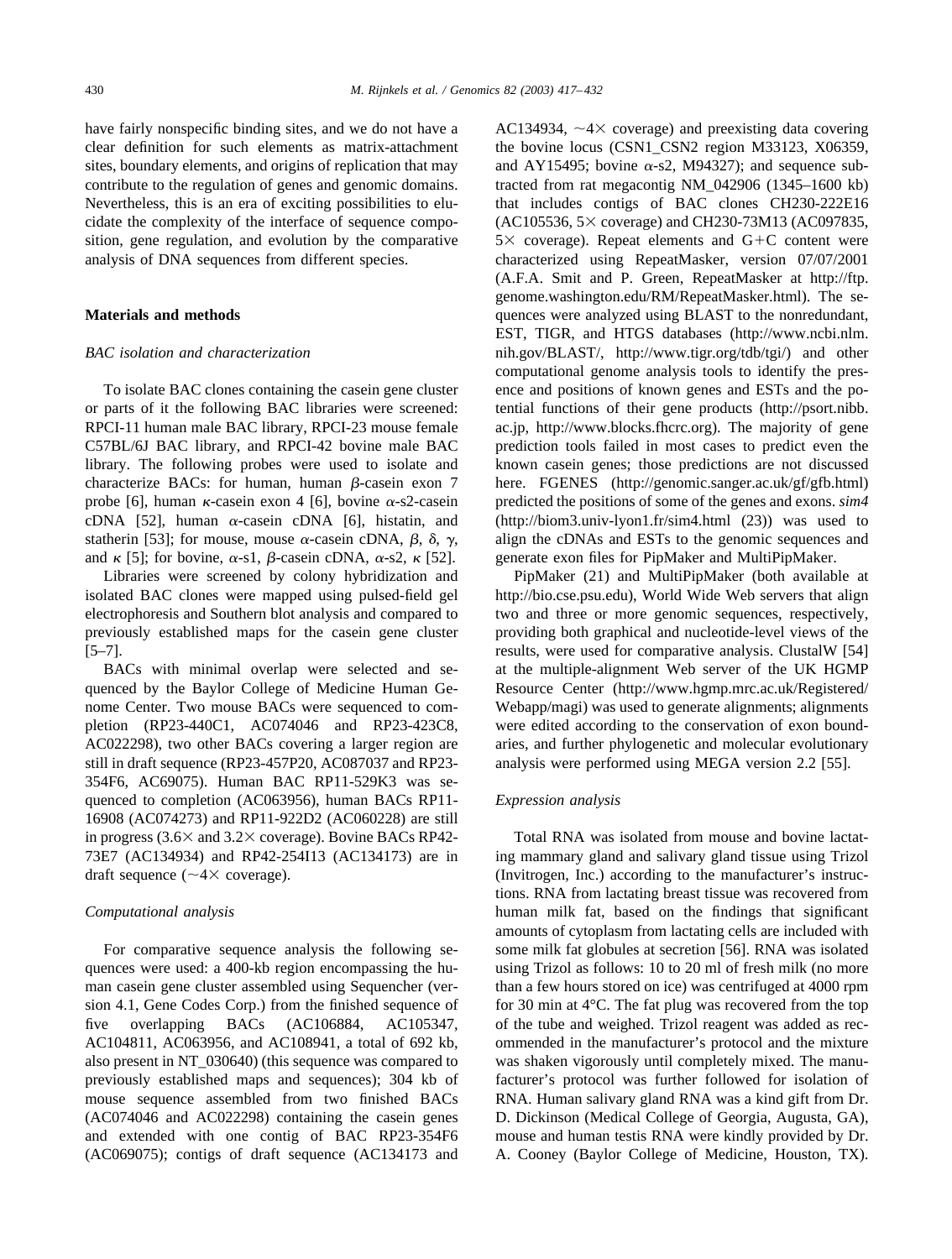have fairly nonspecific binding sites, and we do not have a clear definition for such elements as matrix-attachment sites, boundary elements, and origins of replication that may contribute to the regulation of genes and genomic domains. Nevertheless, this is an era of exciting possibilities to elucidate the complexity of the interface of sequence composition, gene regulation, and evolution by the comparative analysis of DNA sequences from different species.

## Materials and methods

### *BAC isolation and characterization*

To isolate BAC clones containing the casein gene cluster or parts of it the following BAC libraries were screened: RPCI-11 human male BAC library, RPCI-23 mouse female C57BL/6J BAC library, and RPCI-42 bovine male BAC library. The following probes were used to isolate and characterize BACs: for human, human $\beta$-casein exon 7 probe [6], human $\kappa$-casein exon 4 [6], bovine $\alpha$-s2-casein cDNA [52], human $\alpha$-casein cDNA [6], histatin, and statherin [53]; for mouse, mouse $\alpha$-casein cDNA, $\beta$, $\delta$, $\gamma$, and $\kappa$ [5]; for bovine, $\alpha$-s1, $\beta$-casein cDNA, $\alpha$-s2, $\kappa$ [52].

Libraries were screened by colony hybridization and isolated BAC clones were mapped using pulsed-field gel electrophoresis and Southern blot analysis and compared to previously established maps for the casein gene cluster [5–7].

BACs with minimal overlap were selected and sequenced by the Baylor College of Medicine Human Genome Center. Two mouse BACs were sequenced to completion (RP23-440C1, AC074046 and RP23-423C8, AC022298), two other BACs covering a larger region are still in draft sequence (RP23-457P20, AC087037 and RP23-354F6, AC69075). Human BAC RP11-529K3 was sequenced to completion (AC063956), human BACs RP11-16908 (AC074273) and RP11-922D2 (AC060228) are still in progress (3.6× and 3.2× coverage). Bovine BACs RP42-73E7 (AC134934) and RP42-254I13 (AC134173) are in draft sequence (~4× coverage).

### *Computational analysis*

For comparative sequence analysis the following sequences were used: a 400-kb region encompassing the human casein gene cluster assembled using Sequencher (version 4.1, Gene Codes Corp.) from the finished sequence of five overlapping BACs (AC106884, AC105347, AC104811, AC063956, and AC108941, a total of 692 kb, also present in NT_030640) (this sequence was compared to previously established maps and sequences); 304 kb of mouse sequence assembled from two finished BACs (AC074046 and AC022298) containing the casein genes and extended with one contig of BAC RP23-354F6 (AC069075); contigs of draft sequence (AC134173 and AC134934, ~4× coverage) and preexisting data covering the bovine locus (CSN1_CSN2 region M33123, X06359, and AY15495; bovine $\alpha$-s2, M94327); and sequence subtracted from rat megacontig NM_042906 (1345–1600 kb) that includes contigs of BAC clones CH230-222E16 (AC105536, 5× coverage) and CH230-73M13 (AC097835, 5× coverage). Repeat elements and G+C content were characterized using RepeatMasker, version 07/07/2001 (A.F.A. Smit and P. Green, RepeatMasker at http://ftp.genome.washington.edu/RM/RepeatMasker.html). The sequences were analyzed using BLAST to the nonredundant, EST, TIGR, and HTGS databases (http://www.ncbi.nlm.nih.gov/BLAST/, http://www.tigr.org/tdb/tgi/) and other computational genome analysis tools to identify the presence and positions of known genes and ESTs and the potential functions of their gene products (http://psort.nibb.ac.jp, http://www.blocks.fhcrc.org). The majority of gene prediction tools failed in most cases to predict even the known casein genes; those predictions are not discussed here. FGENES (http://genomic.sanger.ac.uk/gf/gfb.html) predicted the positions of some of the genes and exons. *sim4* (http://biom3.univ-lyon1.fr/sim4.html (23)) was used to align the cDNAs and ESTs to the genomic sequences and generate exon files for PipMaker and MultiPipMaker.

PipMaker (21) and MultiPipMaker (both available at http://bio.cse.psu.edu), World Wide Web servers that align two and three or more genomic sequences, respectively, providing both graphical and nucleotide-level views of the results, were used for comparative analysis. ClustalW [54] at the multiple-alignment Web server of the UK HGMP Resource Center (http://www.hgmp.mrc.ac.uk/Registered/Webapp/magi) was used to generate alignments; alignments were edited according to the conservation of exon boundaries, and further phylogenetic and molecular evolutionary analysis were performed using MEGA version 2.2 [55].

### *Expression analysis*

Total RNA was isolated from mouse and bovine lactating mammary gland and salivary gland tissue using Trizol (Invitrogen, Inc.) according to the manufacturer's instructions. RNA from lactating breast tissue was recovered from human milk fat, based on the findings that significant amounts of cytoplasm from lactating cells are included with some milk fat globules at secretion [56]. RNA was isolated using Trizol as follows: 10 to 20 ml of fresh milk (no more than a few hours stored on ice) was centrifuged at 4000 rpm for 30 min at 4°C. The fat plug was recovered from the top of the tube and weighed. Trizol reagent was added as recommended in the manufacturer's protocol and the mixture was shaken vigorously until completely mixed. The manufacturer's protocol was further followed for isolation of RNA. Human salivary gland RNA was a kind gift from Dr. D. Dickinson (Medical College of Georgia, Augusta, GA), mouse and human testis RNA were kindly provided by Dr. A. Cooney (Baylor College of Medicine, Houston, TX).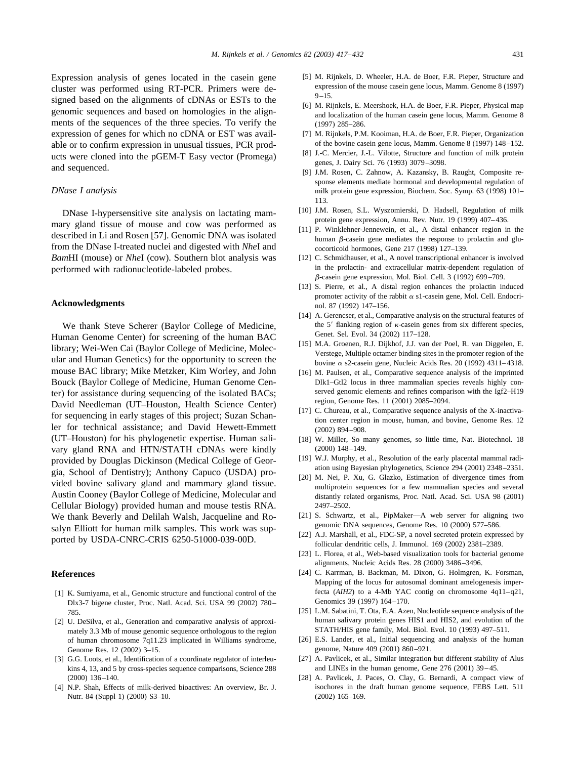Expression analysis of genes located in the casein gene cluster was performed using RT-PCR. Primers were designed based on the alignments of cDNAs or ESTs to the genomic sequences and based on homologies in the alignments of the sequences of the three species. To verify the expression of genes for which no cDNA or EST was available or to confirm expression in unusual tissues, PCR products were cloned into the pGEM-T Easy vector (Promega) and sequenced.

### DNase I analysis

DNase I-hypersensitive site analysis on lactating mammary gland tissue of mouse and cow was performed as described in Li and Rosen [57]. Genomic DNA was isolated from the DNase I-treated nuclei and digested with *Nhe*I and *Bam*HI (mouse) or *Nhe*I (cow). Southern blot analysis was performed with radionucleotide-labeled probes.

## Acknowledgments

We thank Steve Scherer (Baylor College of Medicine, Human Genome Center) for screening of the human BAC library; Wei-Wen Cai (Baylor College of Medicine, Molecular and Human Genetics) for the opportunity to screen the mouse BAC library; Mike Metzker, Kim Worley, and John Bouck (Baylor College of Medicine, Human Genome Center) for assistance during sequencing of the isolated BACs; David Needleman (UT–Houston, Health Science Center) for sequencing in early stages of this project; Suzan Schanler for technical assistance; and David Hewett-Emmett (UT–Houston) for his phylogenetic expertise. Human salivary gland RNA and HTN/STATH cDNAs were kindly provided by Douglas Dickinson (Medical College of Georgia, School of Dentistry); Anthony Capuco (USDA) provided bovine salivary gland and mammary gland tissue. Austin Cooney (Baylor College of Medicine, Molecular and Cellular Biology) provided human and mouse testis RNA. We thank Beverly and Delilah Walsh, Jacqueline and Rosalyn Elliott for human milk samples. This work was supported by USDA-CNRC-CRIS 6250-51000-039-00D.

## References

[1] K. Sumiyama, et al., Genomic structure and functional control of the Dlx3-7 bigene cluster, Proc. Natl. Acad. Sci. USA 99 (2002) 780–785.

[2] U. DeSilva, et al., Generation and comparative analysis of approximately 3.3 Mb of mouse genomic sequence orthologous to the region of human chromosome 7q11.23 implicated in Williams syndrome, Genome Res. 12 (2002) 3–15.

[3] G.G. Loots, et al., Identification of a coordinate regulator of interleukins 4, 13, and 5 by cross-species sequence comparisons, Science 288 (2000) 136–140.

[4] N.P. Shah, Effects of milk-derived bioactives: An overview, Br. J. Nutr. 84 (Suppl 1) (2000) S3–10.

[5] M. Rijnkels, D. Wheeler, H.A. de Boer, F.R. Pieper, Structure and expression of the mouse casein gene locus, Mamm. Genome 8 (1997) 9–15.

[6] M. Rijnkels, E. Meershoek, H.A. de Boer, F.R. Pieper, Physical map and localization of the human casein gene locus, Mamm. Genome 8 (1997) 285–286.

[7] M. Rijnkels, P.M. Kooiman, H.A. de Boer, F.R. Pieper, Organization of the bovine casein gene locus, Mamm. Genome 8 (1997) 148–152.

[8] J.-C. Mercier, J.-L. Vilotte, Structure and function of milk protein genes, J. Dairy Sci. 76 (1993) 3079–3098.

[9] J.M. Rosen, C. Zahnow, A. Kazansky, B. Raught, Composite response elements mediate hormonal and developmental regulation of milk protein gene expression, Biochem. Soc. Symp. 63 (1998) 101–113.

[10] J.M. Rosen, S.L. Wyszomierski, D. Hadsell, Regulation of milk protein gene expression, Annu. Rev. Nutr. 19 (1999) 407–436.

[11] P. Winklehner-Jennewein, et al., A distal enhancer region in the human $\beta$-casein gene mediates the response to prolactin and glucocorticoid hormones, Gene 217 (1998) 127–139.

[12] C. Schmidhauser, et al., A novel transcriptional enhancer is involved in the prolactin- and extracellular matrix-dependent regulation of $\beta$-casein gene expression, Mol. Biol. Cell. 3 (1992) 699–709.

[13] S. Pierre, et al., A distal region enhances the prolactin induced promoter activity of the rabbit $\alpha$ s1-casein gene, Mol. Cell. Endocrinol. 87 (1992) 147–156.

[14] A. Gerencser, et al., Comparative analysis on the structural features of the 5′ flanking region of $\kappa$-casein genes from six different species, Genet. Sel. Evol. 34 (2002) 117–128.

[15] M.A. Groenen, R.J. Dijkhof, J.J. van der Poel, R. van Diggelen, E. Verstege, Multiple octamer binding sites in the promoter region of the bovine $\alpha$ s2-casein gene, Nucleic Acids Res. 20 (1992) 4311–4318.

[16] M. Paulsen, et al., Comparative sequence analysis of the imprinted Dlk1–Gtl2 locus in three mammalian species reveals highly conserved genomic elements and refines comparison with the Igf2–H19 region, Genome Res. 11 (2001) 2085–2094.

[17] C. Chureau, et al., Comparative sequence analysis of the X-inactivation center region in mouse, human, and bovine, Genome Res. 12 (2002) 894–908.

[18] W. Miller, So many genomes, so little time, Nat. Biotechnol. 18 (2000) 148–149.

[19] W.J. Murphy, et al., Resolution of the early placental mammal radiation using Bayesian phylogenetics, Science 294 (2001) 2348–2351.

[20] M. Nei, P. Xu, G. Glazko, Estimation of divergence times from multiprotein sequences for a few mammalian species and several distantly related organisms, Proc. Natl. Acad. Sci. USA 98 (2001) 2497–2502.

[21] S. Schwartz, et al., PipMaker—A web server for aligning two genomic DNA sequences, Genome Res. 10 (2000) 577–586.

[22] A.J. Marshall, et al., FDC-SP, a novel secreted protein expressed by follicular dendritic cells, J. Immunol. 169 (2002) 2381–2389.

[23] L. Florea, et al., Web-based visualization tools for bacterial genome alignments, Nucleic Acids Res. 28 (2000) 3486–3496.

[24] C. Karrman, B. Backman, M. Dixon, G. Holmgren, K. Forsman, Mapping of the locus for autosomal dominant amelogenesis imperfecta (*AIH2*) to a 4-Mb YAC contig on chromosome 4q11–q21, Genomics 39 (1997) 164–170.

[25] L.M. Sabatini, T. Ota, E.A. Azen, Nucleotide sequence analysis of the human salivary protein genes HIS1 and HIS2, and evolution of the STATH/HIS gene family, Mol. Biol. Evol. 10 (1993) 497–511.

[26] E.S. Lander, et al., Initial sequencing and analysis of the human genome, Nature 409 (2001) 860–921.

[27] A. Pavlicek, et al., Similar integration but different stability of Alus and LINEs in the human genome, Gene 276 (2001) 39–45.

[28] A. Pavlicek, J. Paces, O. Clay, G. Bernardi, A compact view of isochores in the draft human genome sequence, FEBS Lett. 511 (2002) 165–169.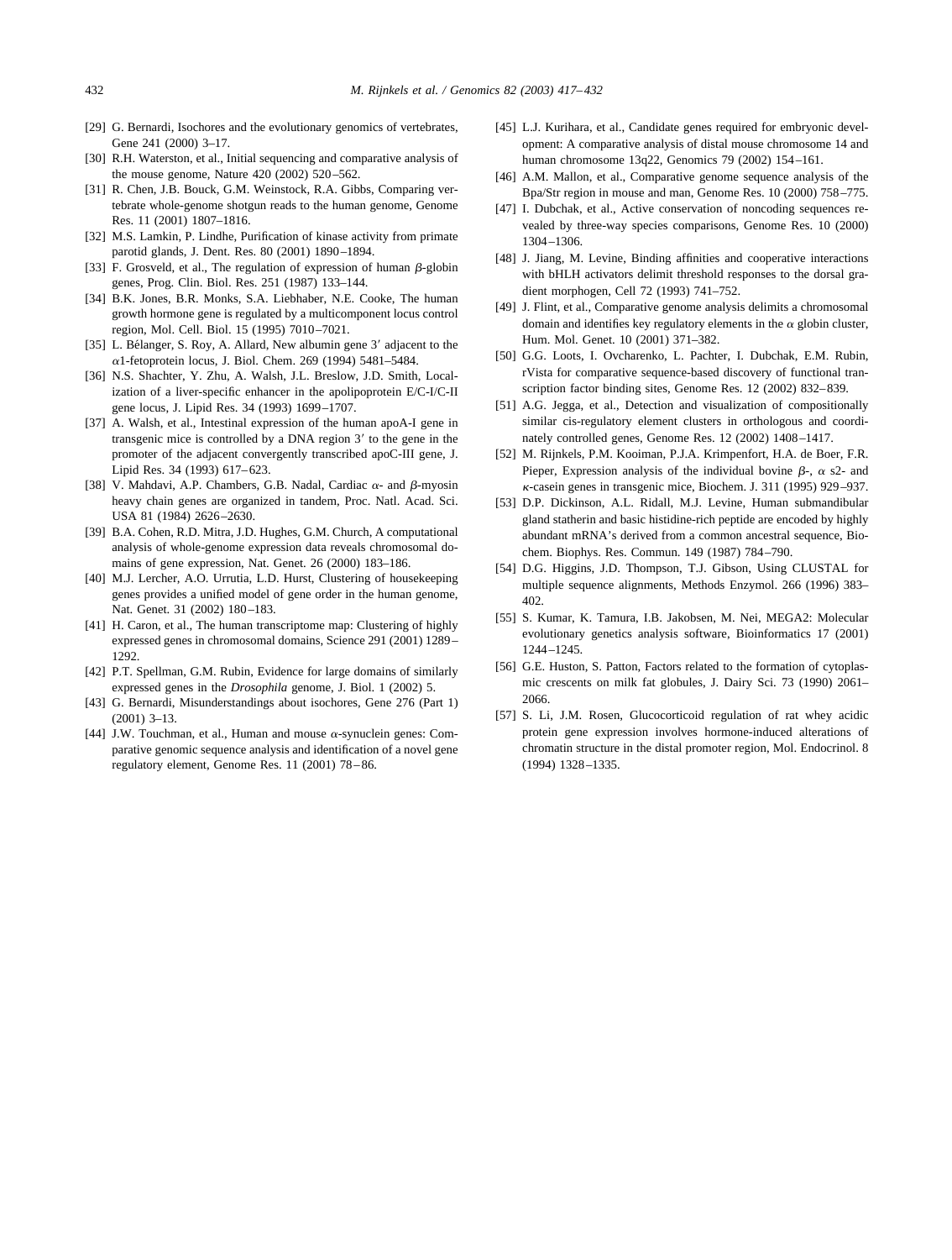[29] G. Bernardi, Isochores and the evolutionary genomics of vertebrates, Gene 241 (2000) 3–17.

[30] R.H. Waterston, et al., Initial sequencing and comparative analysis of the mouse genome, Nature 420 (2002) 520–562.

[31] R. Chen, J.B. Bouck, G.M. Weinstock, R.A. Gibbs, Comparing vertebrate whole-genome shotgun reads to the human genome, Genome Res. 11 (2001) 1807–1816.

[32] M.S. Lamkin, P. Lindhe, Purification of kinase activity from primate parotid glands, J. Dent. Res. 80 (2001) 1890–1894.

[33] F. Grosveld, et al., The regulation of expression of human $\beta$-globin genes, Prog. Clin. Biol. Res. 251 (1987) 133–144.

[34] B.K. Jones, B.R. Monks, S.A. Liebhaber, N.E. Cooke, The human growth hormone gene is regulated by a multicomponent locus control region, Mol. Cell. Biol. 15 (1995) 7010–7021.

[35] L. Bélanger, S. Roy, A. Allard, New albumin gene 3′ adjacent to the $\alpha$1-fetoprotein locus, J. Biol. Chem. 269 (1994) 5481–5484.

[36] N.S. Shachter, Y. Zhu, A. Walsh, J.L. Breslow, J.D. Smith, Localization of a liver-specific enhancer in the apolipoprotein E/C-I/C-II gene locus, J. Lipid Res. 34 (1993) 1699–1707.

[37] A. Walsh, et al., Intestinal expression of the human apoA-I gene in transgenic mice is controlled by a DNA region 3′ to the gene in the promoter of the adjacent convergently transcribed apoC-III gene, J. Lipid Res. 34 (1993) 617–623.

[38] V. Mahdavi, A.P. Chambers, G.B. Nadal, Cardiac $\alpha$- and $\beta$-myosin heavy chain genes are organized in tandem, Proc. Natl. Acad. Sci. USA 81 (1984) 2626–2630.

[39] B.A. Cohen, R.D. Mitra, J.D. Hughes, G.M. Church, A computational analysis of whole-genome expression data reveals chromosomal domains of gene expression, Nat. Genet. 26 (2000) 183–186.

[40] M.J. Lercher, A.O. Urrutia, L.D. Hurst, Clustering of housekeeping genes provides a unified model of gene order in the human genome, Nat. Genet. 31 (2002) 180–183.

[41] H. Caron, et al., The human transcriptome map: Clustering of highly expressed genes in chromosomal domains, Science 291 (2001) 1289–1292.

[42] P.T. Spellman, G.M. Rubin, Evidence for large domains of similarly expressed genes in the *Drosophila* genome, J. Biol. 1 (2002) 5.

[43] G. Bernardi, Misunderstandings about isochores, Gene 276 (Part 1) (2001) 3–13.

[44] J.W. Touchman, et al., Human and mouse $\alpha$-synuclein genes: Comparative genomic sequence analysis and identification of a novel gene regulatory element, Genome Res. 11 (2001) 78–86.

[45] L.J. Kurihara, et al., Candidate genes required for embryonic development: A comparative analysis of distal mouse chromosome 14 and human chromosome 13q22, Genomics 79 (2002) 154–161.

[46] A.M. Mallon, et al., Comparative genome sequence analysis of the Bpa/Str region in mouse and man, Genome Res. 10 (2000) 758–775.

[47] I. Dubchak, et al., Active conservation of noncoding sequences revealed by three-way species comparisons, Genome Res. 10 (2000) 1304–1306.

[48] J. Jiang, M. Levine, Binding affinities and cooperative interactions with bHLH activators delimit threshold responses to the dorsal gradient morphogen, Cell 72 (1993) 741–752.

[49] J. Flint, et al., Comparative genome analysis delimits a chromosomal domain and identifies key regulatory elements in the $\alpha$ globin cluster, Hum. Mol. Genet. 10 (2001) 371–382.

[50] G.G. Loots, I. Ovcharenko, L. Pachter, I. Dubchak, E.M. Rubin, rVista for comparative sequence-based discovery of functional transcription factor binding sites, Genome Res. 12 (2002) 832–839.

[51] A.G. Jegga, et al., Detection and visualization of compositionally similar cis-regulatory element clusters in orthologous and coordinately controlled genes, Genome Res. 12 (2002) 1408–1417.

[52] M. Rijnkels, P.M. Kooiman, P.J.A. Krimpenfort, H.A. de Boer, F.R. Pieper, Expression analysis of the individual bovine $\beta$-, $\alpha$ s2- and $\kappa$-casein genes in transgenic mice, Biochem. J. 311 (1995) 929–937.

[53] D.P. Dickinson, A.L. Ridall, M.J. Levine, Human submandibular gland statherin and basic histidine-rich peptide are encoded by highly abundant mRNA's derived from a common ancestral sequence, Biochem. Biophys. Res. Commun. 149 (1987) 784–790.

[54] D.G. Higgins, J.D. Thompson, T.J. Gibson, Using CLUSTAL for multiple sequence alignments, Methods Enzymol. 266 (1996) 383–402.

[55] S. Kumar, K. Tamura, I.B. Jakobsen, M. Nei, MEGA2: Molecular evolutionary genetics analysis software, Bioinformatics 17 (2001) 1244–1245.

[56] G.E. Huston, S. Patton, Factors related to the formation of cytoplasmic crescents on milk fat globules, J. Dairy Sci. 73 (1990) 2061–2066.

[57] S. Li, J.M. Rosen, Glucocorticoid regulation of rat whey acidic protein gene expression involves hormone-induced alterations of chromatin structure in the distal promoter region, Mol. Endocrinol. 8 (1994) 1328–1335.